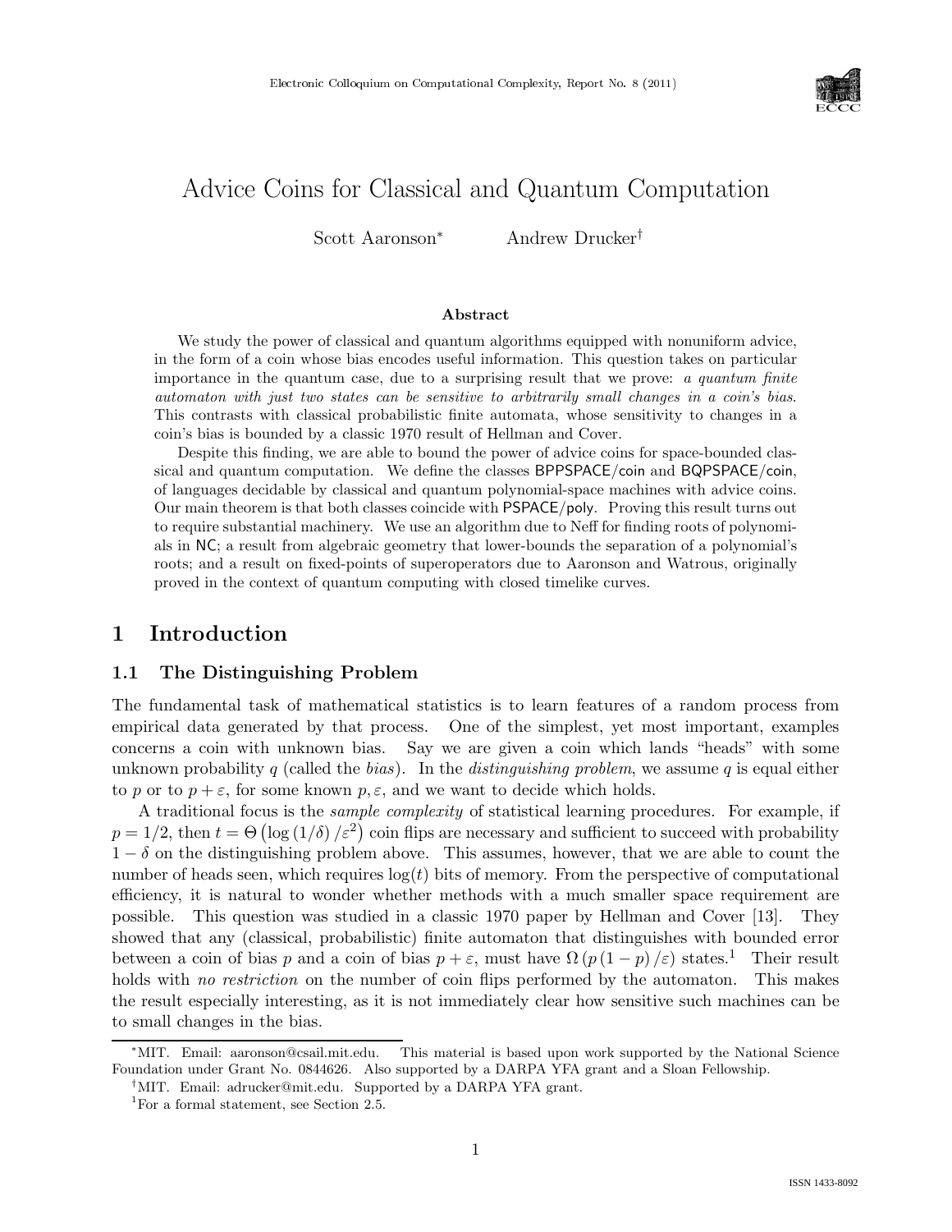# Advice Coins for Classical and Quantum Computation

Scott Aaronson[*] Andrew Drucker[†]

### Abstract

We study the power of classical and quantum algorithms equipped with nonuniform advice, in the form of a coin whose bias encodes useful information. This question takes on particular importance in the quantum case, due to a surprising result that we prove: *a quantum finite automaton with just two states can be sensitive to arbitrarily small changes in a coin's bias.* This contrasts with classical probabilistic finite automata, whose sensitivity to changes in a coin's bias is bounded by a classic 1970 result of Hellman and Cover.

Despite this finding, we are able to bound the power of advice coins for space-bounded classical and quantum computation. We define the classes BPPSPACE/coin and BQPSPACE/coin, of languages decidable by classical and quantum polynomial-space machines with advice coins. Our main theorem is that both classes coincide with PSPACE/poly. Proving this result turns out to require substantial machinery. We use an algorithm due to Neff for finding roots of polynomials in NC; a result from algebraic geometry that lower-bounds the separation of a polynomial's roots; and a result on fixed-points of superoperators due to Aaronson and Watrous, originally proved in the context of quantum computing with closed timelike curves.

## 1 Introduction

### 1.1 The Distinguishing Problem

The fundamental task of mathematical statistics is to learn features of a random process from empirical data generated by that process. One of the simplest, yet most important, examples concerns a coin with unknown bias. Say we are given a coin which lands "heads" with some unknown probability $q$ (called the *bias*). In the *distinguishing problem*, we assume $q$ is equal either to $p$ or to $p + \varepsilon$, for some known $p, \varepsilon$, and we want to decide which holds.

A traditional focus is the *sample complexity* of statistical learning procedures. For example, if $p = 1/2$, then $t = \Theta\left(\log(1/\delta)/\varepsilon^2\right)$ coin flips are necessary and sufficient to succeed with probability $1 - \delta$ on the distinguishing problem above. This assumes, however, that we are able to count the number of heads seen, which requires $\log(t)$ bits of memory. From the perspective of computational efficiency, it is natural to wonder whether methods with a much smaller space requirement are possible. This question was studied in a classic 1970 paper by Hellman and Cover [13]. They showed that any (classical, probabilistic) finite automaton that distinguishes with bounded error between a coin of bias $p$ and a coin of bias $p + \varepsilon$, must have $\Omega\left(p(1-p)/\varepsilon\right)$ states.[1] Their result holds with *no restriction* on the number of coin flips performed by the automaton. This makes the result especially interesting, as it is not immediately clear how sensitive such machines can be to small changes in the bias.

[*] MIT. Email: aaronson@csail.mit.edu. This material is based upon work supported by the National Science Foundation under Grant No. 0844626. Also supported by a DARPA YFA grant and a Sloan Fellowship.

[†] MIT. Email: adrucker@mit.edu. Supported by a DARPA YFA grant.

[1] For a formal statement, see Section 2.5.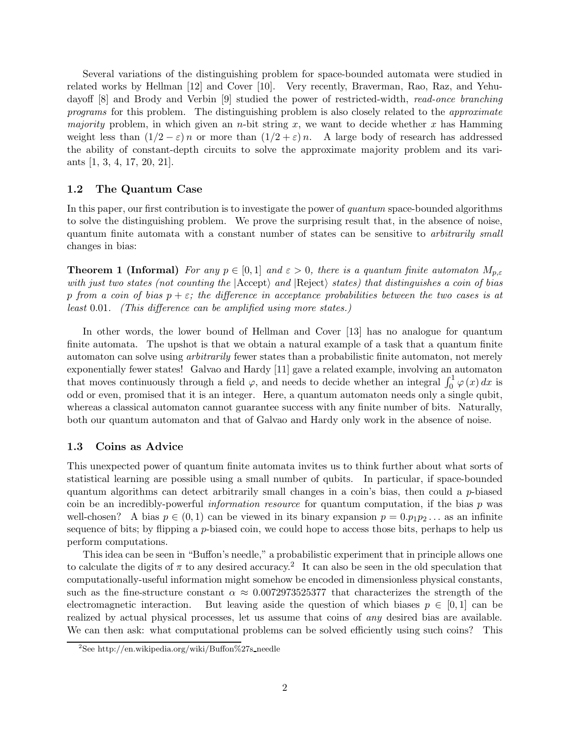Several variations of the distinguishing problem for space-bounded automata were studied in related works by Hellman [12] and Cover [10]. Very recently, Braverman, Rao, Raz, and Yehudayoff [8] and Brody and Verbin [9] studied the power of restricted-width, *read-once branching programs* for this problem. The distinguishing problem is also closely related to the *approximate majority* problem, in which given an $n$-bit string $x$, we want to decide whether $x$ has Hamming weight less than $(1/2 - \varepsilon)\,n$ or more than $(1/2 + \varepsilon)\,n$. A large body of research has addressed the ability of constant-depth circuits to solve the approximate majority problem and its variants [1, 3, 4, 17, 20, 21].

### 1.2 The Quantum Case

In this paper, our first contribution is to investigate the power of *quantum* space-bounded algorithms to solve the distinguishing problem. We prove the surprising result that, in the absence of noise, quantum finite automata with a constant number of states can be sensitive to *arbitrarily small* changes in bias:

**Theorem 1 (Informal)** *For any $p \in [0,1]$ and $\varepsilon > 0$, there is a quantum finite automaton $M_{p,\varepsilon}$ with just two states (not counting the $|\text{Accept}\rangle$ and $|\text{Reject}\rangle$ states) that distinguishes a coin of bias $p$ from a coin of bias $p + \varepsilon$; the difference in acceptance probabilities between the two cases is at least $0.01$. (This difference can be amplified using more states.)*

In other words, the lower bound of Hellman and Cover [13] has no analogue for quantum finite automata. The upshot is that we obtain a natural example of a task that a quantum finite automaton can solve using *arbitrarily* fewer states than a probabilistic finite automaton, not merely exponentially fewer states! Galvao and Hardy [11] gave a related example, involving an automaton that moves continuously through a field $\varphi$, and needs to decide whether an integral $\int_0^1 \varphi(x)\,dx$ is odd or even, promised that it is an integer. Here, a quantum automaton needs only a single qubit, whereas a classical automaton cannot guarantee success with any finite number of bits. Naturally, both our quantum automaton and that of Galvao and Hardy only work in the absence of noise.

### 1.3 Coins as Advice

This unexpected power of quantum finite automata invites us to think further about what sorts of statistical learning are possible using a small number of qubits. In particular, if space-bounded quantum algorithms can detect arbitrarily small changes in a coin's bias, then could a $p$-biased coin be an incredibly-powerful *information resource* for quantum computation, if the bias $p$ was well-chosen? A bias $p \in (0,1)$ can be viewed in its binary expansion $p = 0.p_1 p_2 \ldots$ as an infinite sequence of bits; by flipping a $p$-biased coin, we could hope to access those bits, perhaps to help us perform computations.

This idea can be seen in "Buffon's needle," a probabilistic experiment that in principle allows one to calculate the digits of $\pi$ to any desired accuracy.[2] It can also be seen in the old speculation that computationally-useful information might somehow be encoded in dimensionless physical constants, such as the fine-structure constant $\alpha \approx 0.0072973525377$ that characterizes the strength of the electromagnetic interaction. But leaving aside the question of which biases $p \in [0,1]$ can be realized by actual physical processes, let us assume that coins of *any* desired bias are available. We can then ask: what computational problems can be solved efficiently using such coins? This

[2] See http://en.wikipedia.org/wiki/Buffon%27s_needle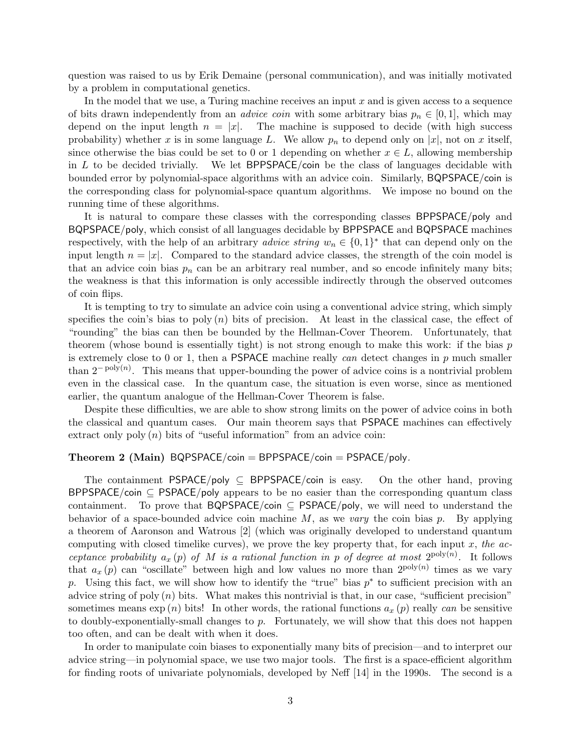question was raised to us by Erik Demaine (personal communication), and was initially motivated by a problem in computational genetics.

In the model that we use, a Turing machine receives an input $x$ and is given access to a sequence of bits drawn independently from an *advice coin* with some arbitrary bias $p_n \in [0,1]$, which may depend on the input length $n = |x|$. The machine is supposed to decide (with high success probability) whether $x$ is in some language $L$. We allow $p_n$ to depend only on $|x|$, not on $x$ itself, since otherwise the bias could be set to 0 or 1 depending on whether $x \in L$, allowing membership in $L$ to be decided trivially. We let $\mathsf{BPPSPACE/coin}$ be the class of languages decidable with bounded error by polynomial-space algorithms with an advice coin. Similarly, $\mathsf{BQPSPACE/coin}$ is the corresponding class for polynomial-space quantum algorithms. We impose no bound on the running time of these algorithms.

It is natural to compare these classes with the corresponding classes $\mathsf{BPPSPACE/poly}$ and $\mathsf{BQPSPACE/poly}$, which consist of all languages decidable by $\mathsf{BPPSPACE}$ and $\mathsf{BQPSPACE}$ machines respectively, with the help of an arbitrary *advice string* $w_n \in \{0,1\}^*$ that can depend only on the input length $n = |x|$. Compared to the standard advice classes, the strength of the coin model is that an advice coin bias $p_n$ can be an arbitrary real number, and so encode infinitely many bits; the weakness is that this information is only accessible indirectly through the observed outcomes of coin flips.

It is tempting to try to simulate an advice coin using a conventional advice string, which simply specifies the coin's bias to $\text{poly}(n)$ bits of precision. At least in the classical case, the effect of "rounding" the bias can then be bounded by the Hellman-Cover Theorem. Unfortunately, that theorem (whose bound is essentially tight) is not strong enough to make this work: if the bias $p$ is extremely close to 0 or 1, then a $\mathsf{PSPACE}$ machine really *can* detect changes in $p$ much smaller than $2^{-\text{poly}(n)}$. This means that upper-bounding the power of advice coins is a nontrivial problem even in the classical case. In the quantum case, the situation is even worse, since as mentioned earlier, the quantum analogue of the Hellman-Cover Theorem is false.

Despite these difficulties, we are able to show strong limits on the power of advice coins in both the classical and quantum cases. Our main theorem says that $\mathsf{PSPACE}$ machines can effectively extract only $\text{poly}(n)$ bits of "useful information" from an advice coin:

**Theorem 2 (Main)** $\mathsf{BQPSPACE/coin} = \mathsf{BPPSPACE/coin} = \mathsf{PSPACE/poly}$.

The containment $\mathsf{PSPACE/poly} \subseteq \mathsf{BPPSPACE/coin}$ is easy. On the other hand, proving $\mathsf{BPPSPACE/coin} \subseteq \mathsf{PSPACE/poly}$ appears to be no easier than the corresponding quantum class containment. To prove that $\mathsf{BQPSPACE/coin} \subseteq \mathsf{PSPACE/poly}$, we will need to understand the behavior of a space-bounded advice coin machine $M$, as we *vary* the coin bias $p$. By applying a theorem of Aaronson and Watrous [2] (which was originally developed to understand quantum computing with closed timelike curves), we prove the key property that, for each input $x$, *the acceptance probability $a_x(p)$ of $M$ is a rational function in $p$ of degree at most $2^{\text{poly}(n)}$*. It follows that $a_x(p)$ can "oscillate" between high and low values no more than $2^{\text{poly}(n)}$ times as we vary $p$. Using this fact, we will show how to identify the "true" bias $p^*$ to sufficient precision with an advice string of $\text{poly}(n)$ bits. What makes this nontrivial is that, in our case, "sufficient precision" sometimes means $\exp(n)$ bits! In other words, the rational functions $a_x(p)$ really *can* be sensitive to doubly-exponentially-small changes to $p$. Fortunately, we will show that this does not happen too often, and can be dealt with when it does.

In order to manipulate coin biases to exponentially many bits of precision—and to interpret our advice string—in polynomial space, we use two major tools. The first is a space-efficient algorithm for finding roots of univariate polynomials, developed by Neff [14] in the 1990s. The second is a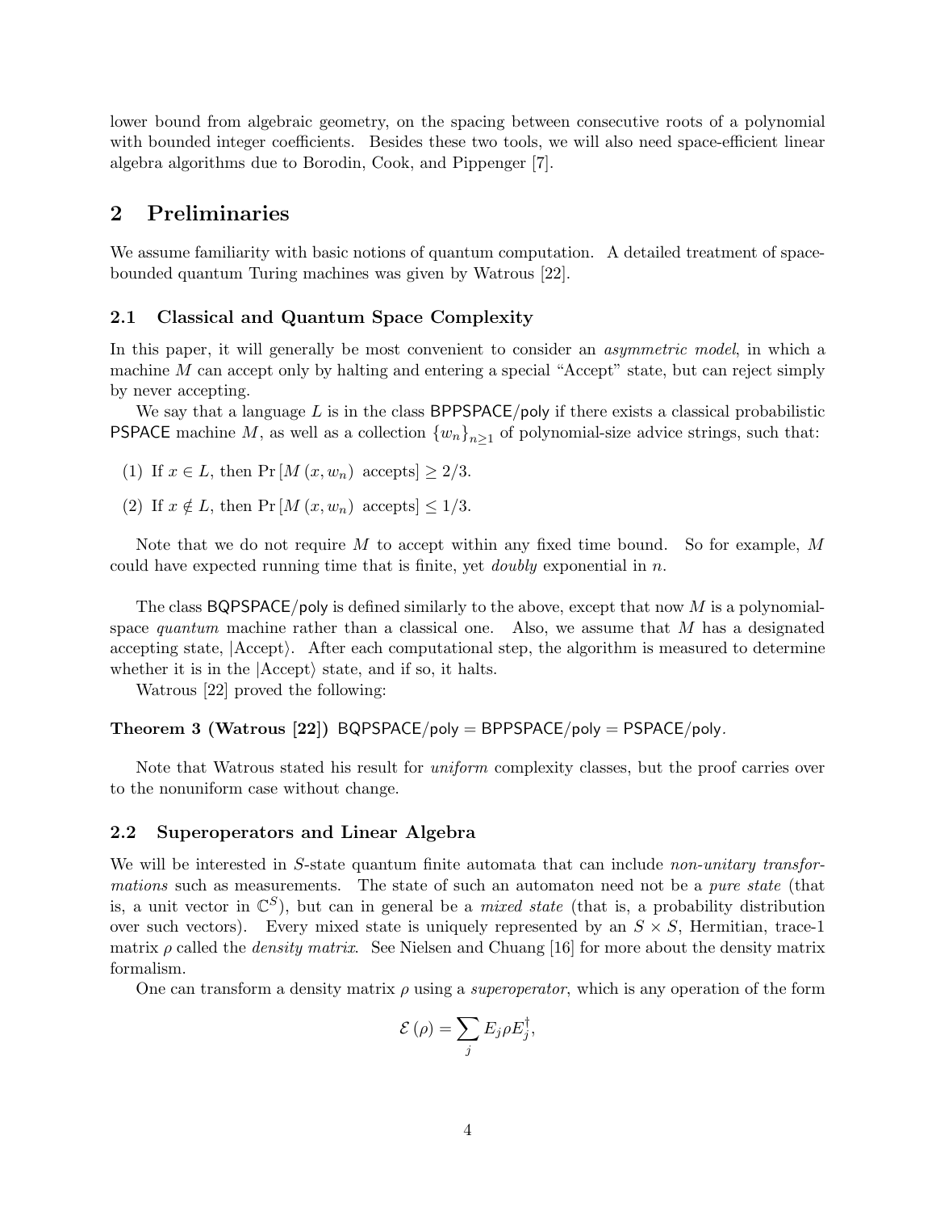lower bound from algebraic geometry, on the spacing between consecutive roots of a polynomial with bounded integer coefficients. Besides these two tools, we will also need space-efficient linear algebra algorithms due to Borodin, Cook, and Pippenger [7].

## 2 Preliminaries

We assume familiarity with basic notions of quantum computation. A detailed treatment of space-bounded quantum Turing machines was given by Watrous [22].

### 2.1 Classical and Quantum Space Complexity

In this paper, it will generally be most convenient to consider an *asymmetric model*, in which a machine $M$ can accept only by halting and entering a special "Accept" state, but can reject simply by never accepting.

We say that a language $L$ is in the class BPPSPACE/poly if there exists a classical probabilistic PSPACE machine $M$, as well as a collection $\{w_n\}_{n\geq 1}$ of polynomial-size advice strings, such that:

(1) If $x \in L$, then $\Pr[M(x, w_n) \text{ accepts}] \geq 2/3$.

(2) If $x \notin L$, then $\Pr[M(x, w_n) \text{ accepts}] \leq 1/3$.

Note that we do not require $M$ to accept within any fixed time bound. So for example, $M$ could have expected running time that is finite, yet *doubly* exponential in $n$.

The class BQPSPACE/poly is defined similarly to the above, except that now $M$ is a polynomial-space *quantum* machine rather than a classical one. Also, we assume that $M$ has a designated accepting state, $|\text{Accept}\rangle$. After each computational step, the algorithm is measured to determine whether it is in the $|\text{Accept}\rangle$ state, and if so, it halts.

Watrous [22] proved the following:

**Theorem 3 (Watrous [22])** BQPSPACE/poly = BPPSPACE/poly = PSPACE/poly.

Note that Watrous stated his result for *uniform* complexity classes, but the proof carries over to the nonuniform case without change.

### 2.2 Superoperators and Linear Algebra

We will be interested in $S$-state quantum finite automata that can include *non-unitary transformations* such as measurements. The state of such an automaton need not be a *pure state* (that is, a unit vector in $\mathbb{C}^S$), but can in general be a *mixed state* (that is, a probability distribution over such vectors). Every mixed state is uniquely represented by an $S \times S$, Hermitian, trace-1 matrix $\rho$ called the *density matrix*. See Nielsen and Chuang [16] for more about the density matrix formalism.

One can transform a density matrix $\rho$ using a *superoperator*, which is any operation of the form

$$\mathcal{E}(\rho) = \sum_j E_j \rho E_j^\dagger,$$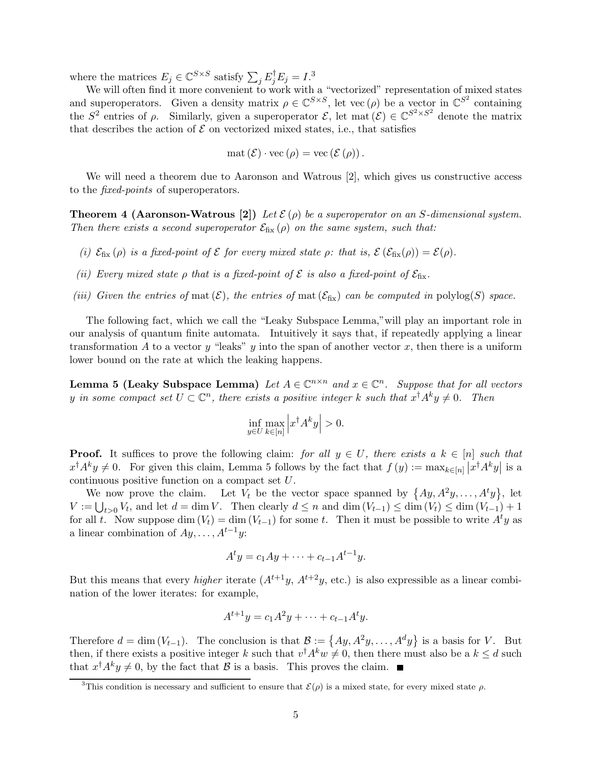where the matrices $E_j \in \mathbb{C}^{S\times S}$ satisfy $\sum_j E_j^\dagger E_j = I$.[3]

We will often find it more convenient to work with a "vectorized" representation of mixed states and superoperators. Given a density matrix $\rho \in \mathbb{C}^{S\times S}$, let $\operatorname{vec}(\rho)$ be a vector in $\mathbb{C}^{S^2}$ containing the $S^2$ entries of $\rho$. Similarly, given a superoperator $\mathcal{E}$, let $\operatorname{mat}(\mathcal{E}) \in \mathbb{C}^{S^2\times S^2}$ denote the matrix that describes the action of $\mathcal{E}$ on vectorized mixed states, i.e., that satisfies

$$\operatorname{mat}(\mathcal{E}) \cdot \operatorname{vec}(\rho) = \operatorname{vec}(\mathcal{E}(\rho)).$$

We will need a theorem due to Aaronson and Watrous [2], which gives us constructive access to the *fixed-points* of superoperators.

**Theorem 4 (Aaronson-Watrous [2])** *Let $\mathcal{E}(\rho)$ be a superoperator on an $S$-dimensional system. Then there exists a second superoperator $\mathcal{E}_{\text{fix}}(\rho)$ on the same system, such that:*

*(i) $\mathcal{E}_{\text{fix}}(\rho)$ is a fixed-point of $\mathcal{E}$ for every mixed state $\rho$: that is, $\mathcal{E}(\mathcal{E}_{\text{fix}}(\rho)) = \mathcal{E}(\rho)$.*

*(ii) Every mixed state $\rho$ that is a fixed-point of $\mathcal{E}$ is also a fixed-point of $\mathcal{E}_{\text{fix}}$.*

*(iii) Given the entries of $\operatorname{mat}(\mathcal{E})$, the entries of $\operatorname{mat}(\mathcal{E}_{\text{fix}})$ can be computed in $\operatorname{polylog}(S)$ space.*

The following fact, which we call the "Leaky Subspace Lemma," will play an important role in our analysis of quantum finite automata. Intuitively it says that, if repeatedly applying a linear transformation $A$ to a vector $y$ "leaks" $y$ into the span of another vector $x$, then there is a uniform lower bound on the rate at which the leaking happens.

**Lemma 5 (Leaky Subspace Lemma)** *Let $A \in \mathbb{C}^{n\times n}$ and $x \in \mathbb{C}^n$. Suppose that for all vectors $y$ in some compact set $U \subset \mathbb{C}^n$, there exists a positive integer $k$ such that $x^\dagger A^k y \neq 0$. Then*

$$\inf_{y\in U} \max_{k\in[n]} \left| x^\dagger A^k y \right| > 0.$$

**Proof.** It suffices to prove the following claim: *for all $y \in U$, there exists a $k \in [n]$ such that* $x^\dagger A^k y \neq 0$. For given this claim, Lemma 5 follows by the fact that $f(y) := \max_{k\in[n]} \left| x^\dagger A^k y \right|$ is a continuous positive function on a compact set $U$.

We now prove the claim. Let $V_t$ be the vector space spanned by $\{Ay, A^2y, \ldots, A^t y\}$, let $V := \bigcup_{t>0} V_t$, and let $d = \dim V$. Then clearly $d \leq n$ and $\dim(V_{t-1}) \leq \dim(V_t) \leq \dim(V_{t-1}) + 1$ for all $t$. Now suppose $\dim(V_t) = \dim(V_{t-1})$ for some $t$. Then it must be possible to write $A^t y$ as a linear combination of $Ay, \ldots, A^{t-1}y$:

$$A^t y = c_1 Ay + \cdots + c_{t-1} A^{t-1} y.$$

But this means that every *higher* iterate ($A^{t+1}y$, $A^{t+2}y$, etc.) is also expressible as a linear combination of the lower iterates: for example,

$$A^{t+1} y = c_1 A^2 y + \cdots + c_{t-1} A^t y.$$

Therefore $d = \dim(V_{t-1})$. The conclusion is that $\mathcal{B} := \{Ay, A^2y, \ldots, A^d y\}$ is a basis for $V$. But then, if there exists a positive integer $k$ such that $v^\dagger A^k w \neq 0$, then there must also be a $k \leq d$ such that $x^\dagger A^k y \neq 0$, by the fact that $\mathcal{B}$ is a basis. This proves the claim. ∎

[3] This condition is necessary and sufficient to ensure that $\mathcal{E}(\rho)$ is a mixed state, for every mixed state $\rho$.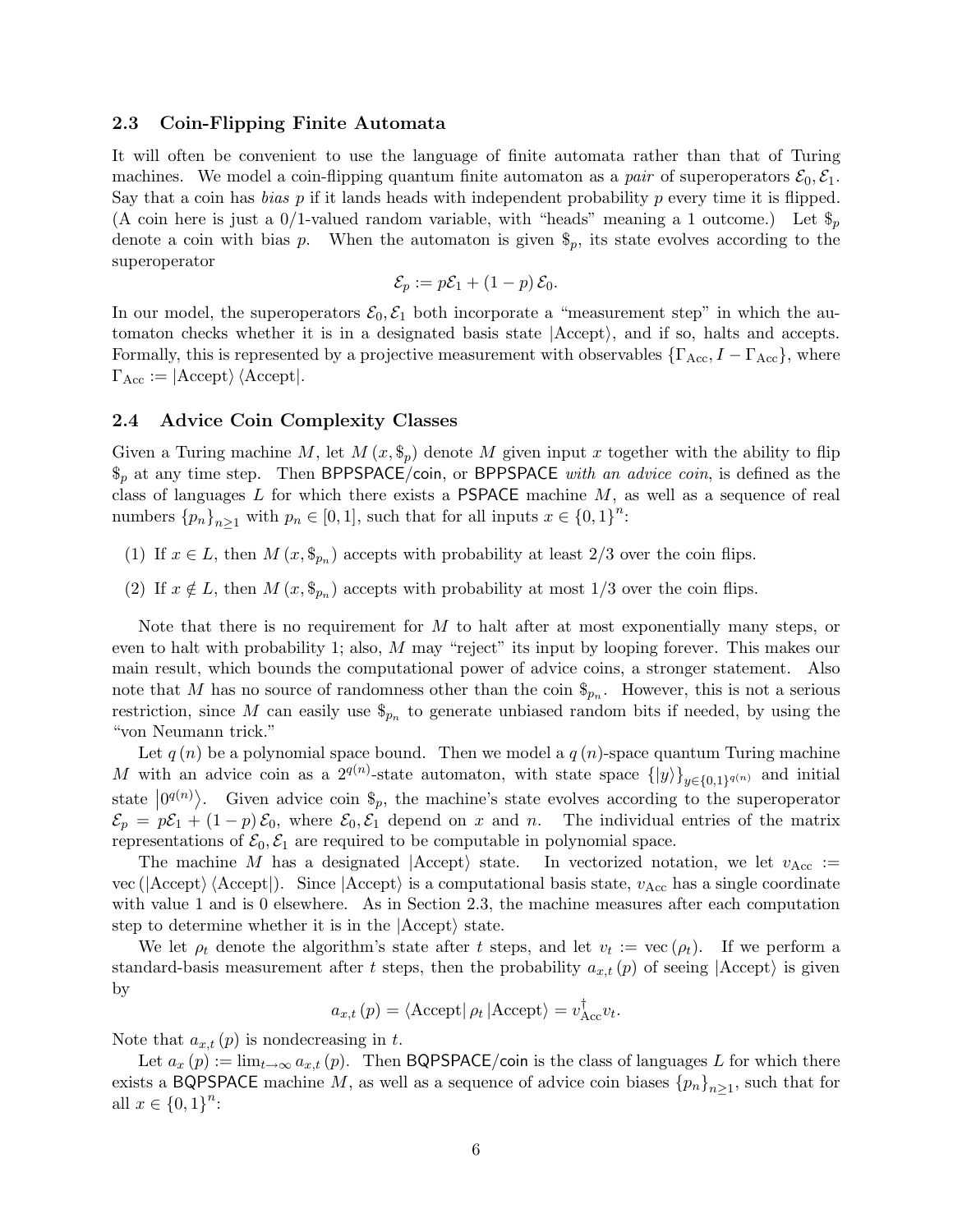### 2.3 Coin-Flipping Finite Automata

It will often be convenient to use the language of finite automata rather than that of Turing machines. We model a coin-flipping quantum finite automaton as a *pair* of superoperators $\mathcal{E}_0, \mathcal{E}_1$. Say that a coin has *bias* $p$ if it lands heads with independent probability $p$ every time it is flipped. (A coin here is just a 0/1-valued random variable, with "heads" meaning a 1 outcome.) Let $\$_p$ denote a coin with bias $p$. When the automaton is given $\$_p$, its state evolves according to the superoperator

$$\mathcal{E}_p := p\mathcal{E}_1 + (1-p)\,\mathcal{E}_0.$$

In our model, the superoperators $\mathcal{E}_0, \mathcal{E}_1$ both incorporate a "measurement step" in which the automaton checks whether it is in a designated basis state $|\text{Accept}\rangle$, and if so, halts and accepts. Formally, this is represented by a projective measurement with observables $\{\Gamma_{\text{Acc}}, I - \Gamma_{\text{Acc}}\}$, where $\Gamma_{\text{Acc}} := |\text{Accept}\rangle\langle\text{Accept}|$.

### 2.4 Advice Coin Complexity Classes

Given a Turing machine $M$, let $M(x, \$_p)$ denote $M$ given input $x$ together with the ability to flip $\$_p$ at any time step. Then $\mathsf{BPPSPACE/coin}$, or $\mathsf{BPPSPACE}$ *with an advice coin*, is defined as the class of languages $L$ for which there exists a $\mathsf{PSPACE}$ machine $M$, as well as a sequence of real numbers $\{p_n\}_{n\geq 1}$ with $p_n \in [0,1]$, such that for all inputs $x \in \{0,1\}^n$:

(1) If $x \in L$, then $M(x, \$_{p_n})$ accepts with probability at least $2/3$ over the coin flips.

(2) If $x \notin L$, then $M(x, \$_{p_n})$ accepts with probability at most $1/3$ over the coin flips.

Note that there is no requirement for $M$ to halt after at most exponentially many steps, or even to halt with probability 1; also, $M$ may "reject" its input by looping forever. This makes our main result, which bounds the computational power of advice coins, a stronger statement. Also note that $M$ has no source of randomness other than the coin $\$_{p_n}$. However, this is not a serious restriction, since $M$ can easily use $\$_{p_n}$ to generate unbiased random bits if needed, by using the "von Neumann trick."

Let $q(n)$ be a polynomial space bound. Then we model a $q(n)$-space quantum Turing machine $M$ with an advice coin as a $2^{q(n)}$-state automaton, with state space $\{|y\rangle\}_{y\in\{0,1\}^{q(n)}}$ and initial state $|0^{q(n)}\rangle$. Given advice coin $\$_p$, the machine's state evolves according to the superoperator $\mathcal{E}_p = p\mathcal{E}_1 + (1-p)\,\mathcal{E}_0$, where $\mathcal{E}_0, \mathcal{E}_1$ depend on $x$ and $n$. The individual entries of the matrix representations of $\mathcal{E}_0, \mathcal{E}_1$ are required to be computable in polynomial space.

The machine $M$ has a designated $|\text{Accept}\rangle$ state. In vectorized notation, we let $v_{\text{Acc}} := \text{vec}(|\text{Accept}\rangle\langle\text{Accept}|)$. Since $|\text{Accept}\rangle$ is a computational basis state, $v_{\text{Acc}}$ has a single coordinate with value 1 and is 0 elsewhere. As in Section 2.3, the machine measures after each computation step to determine whether it is in the $|\text{Accept}\rangle$ state.

We let $\rho_t$ denote the algorithm's state after $t$ steps, and let $v_t := \text{vec}(\rho_t)$. If we perform a standard-basis measurement after $t$ steps, then the probability $a_{x,t}(p)$ of seeing $|\text{Accept}\rangle$ is given by

$$a_{x,t}(p) = \langle\text{Accept}|\,\rho_t\,|\text{Accept}\rangle = v_{\text{Acc}}^{\dagger} v_t.$$

Note that $a_{x,t}(p)$ is nondecreasing in $t$.

Let $a_x(p) := \lim_{t\to\infty} a_{x,t}(p)$. Then $\mathsf{BQPSPACE/coin}$ is the class of languages $L$ for which there exists a $\mathsf{BQPSPACE}$ machine $M$, as well as a sequence of advice coin biases $\{p_n\}_{n\geq 1}$, such that for all $x \in \{0,1\}^n$: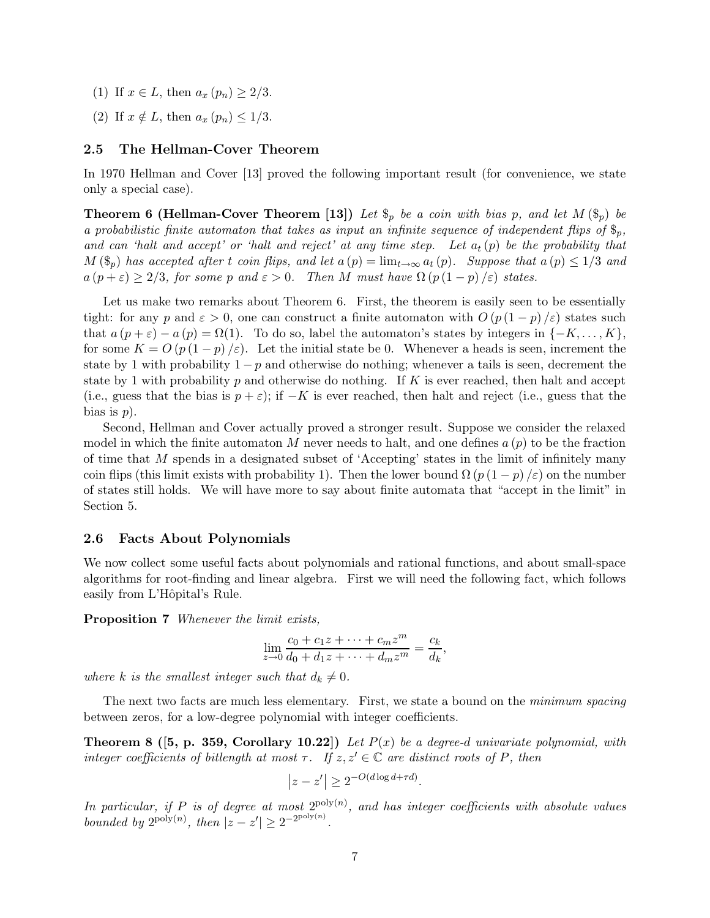(1) If $x \in L$, then $a_x(p_n) \geq 2/3$.

(2) If $x \notin L$, then $a_x(p_n) \leq 1/3$.

### 2.5 The Hellman-Cover Theorem

In 1970 Hellman and Cover [13] proved the following important result (for convenience, we state only a special case).

**Theorem 6 (Hellman-Cover Theorem [13])** *Let $\$_p$ be a coin with bias $p$, and let $M(\$_p)$ be a probabilistic finite automaton that takes as input an infinite sequence of independent flips of $\$_p$, and can 'halt and accept' or 'halt and reject' at any time step. Let $a_t(p)$ be the probability that $M(\$_p)$ has accepted after $t$ coin flips, and let $a(p) = \lim_{t\to\infty} a_t(p)$. Suppose that $a(p) \leq 1/3$ and $a(p+\varepsilon) \geq 2/3$, for some $p$ and $\varepsilon > 0$. Then $M$ must have $\Omega(p(1-p)/\varepsilon)$ states.*

Let us make two remarks about Theorem 6. First, the theorem is easily seen to be essentially tight: for any $p$ and $\varepsilon > 0$, one can construct a finite automaton with $O(p(1-p)/\varepsilon)$ states such that $a(p+\varepsilon) - a(p) = \Omega(1)$. To do so, label the automaton's states by integers in $\{-K, \ldots, K\}$, for some $K = O(p(1-p)/\varepsilon)$. Let the initial state be 0. Whenever a heads is seen, increment the state by 1 with probability $1-p$ and otherwise do nothing; whenever a tails is seen, decrement the state by 1 with probability $p$ and otherwise do nothing. If $K$ is ever reached, then halt and accept (i.e., guess that the bias is $p+\varepsilon$); if $-K$ is ever reached, then halt and reject (i.e., guess that the bias is $p$).

Second, Hellman and Cover actually proved a stronger result. Suppose we consider the relaxed model in which the finite automaton $M$ never needs to halt, and one defines $a(p)$ to be the fraction of time that $M$ spends in a designated subset of 'Accepting' states in the limit of infinitely many coin flips (this limit exists with probability 1). Then the lower bound $\Omega(p(1-p)/\varepsilon)$ on the number of states still holds. We will have more to say about finite automata that "accept in the limit" in Section 5.

### 2.6 Facts About Polynomials

We now collect some useful facts about polynomials and rational functions, and about small-space algorithms for root-finding and linear algebra. First we will need the following fact, which follows easily from L'Hôpital's Rule.

**Proposition 7** *Whenever the limit exists,*

$$\lim_{z\to 0} \frac{c_0 + c_1 z + \cdots + c_m z^m}{d_0 + d_1 z + \cdots + d_m z^m} = \frac{c_k}{d_k},$$

*where $k$ is the smallest integer such that $d_k \neq 0$.*

The next two facts are much less elementary. First, we state a bound on the *minimum spacing* between zeros, for a low-degree polynomial with integer coefficients.

**Theorem 8 ([5, p. 359, Corollary 10.22])** *Let $P(x)$ be a degree-$d$ univariate polynomial, with integer coefficients of bitlength at most $\tau$. If $z, z' \in \mathbb{C}$ are distinct roots of $P$, then*

$$|z - z'| \geq 2^{-O(d \log d + \tau d)}.$$

*In particular, if $P$ is of degree at most $2^{\text{poly}(n)}$, and has integer coefficients with absolute values bounded by $2^{\text{poly}(n)}$, then $|z - z'| \geq 2^{-2^{\text{poly}(n)}}$.*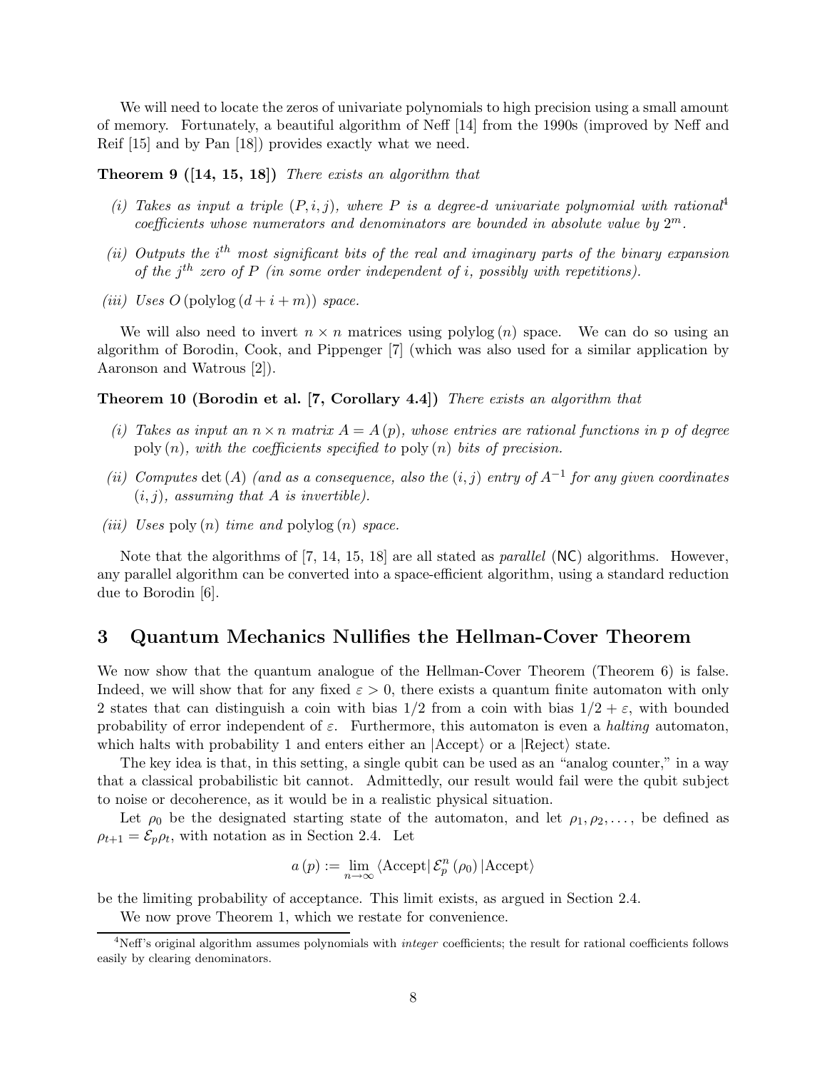We will need to locate the zeros of univariate polynomials to high precision using a small amount of memory. Fortunately, a beautiful algorithm of Neff [14] from the 1990s (improved by Neff and Reif [15] and by Pan [18]) provides exactly what we need.

**Theorem 9 ([14, 15, 18])** *There exists an algorithm that*

*(i) Takes as input a triple $(P, i, j)$, where $P$ is a degree-$d$ univariate polynomial with rational*[4] *coefficients whose numerators and denominators are bounded in absolute value by $2^m$.*

*(ii) Outputs the $i^{th}$ most significant bits of the real and imaginary parts of the binary expansion of the $j^{th}$ zero of $P$ (in some order independent of $i$, possibly with repetitions).*

*(iii) Uses $O(\text{polylog}(d + i + m))$ space.*

We will also need to invert $n \times n$ matrices using $\text{polylog}(n)$ space. We can do so using an algorithm of Borodin, Cook, and Pippenger [7] (which was also used for a similar application by Aaronson and Watrous [2]).

**Theorem 10 (Borodin et al. [7, Corollary 4.4])** *There exists an algorithm that*

*(i) Takes as input an $n \times n$ matrix $A = A(p)$, whose entries are rational functions in $p$ of degree $\text{poly}(n)$, with the coefficients specified to $\text{poly}(n)$ bits of precision.*

*(ii) Computes $\det(A)$ (and as a consequence, also the $(i, j)$ entry of $A^{-1}$ for any given coordinates $(i, j)$, assuming that $A$ is invertible).*

*(iii) Uses $\text{poly}(n)$ time and $\text{polylog}(n)$ space.*

Note that the algorithms of [7, 14, 15, 18] are all stated as *parallel* (NC) algorithms. However, any parallel algorithm can be converted into a space-efficient algorithm, using a standard reduction due to Borodin [6].

## 3 Quantum Mechanics Nullifies the Hellman-Cover Theorem

We now show that the quantum analogue of the Hellman-Cover Theorem (Theorem 6) is false. Indeed, we will show that for any fixed $\varepsilon > 0$, there exists a quantum finite automaton with only 2 states that can distinguish a coin with bias $1/2$ from a coin with bias $1/2 + \varepsilon$, with bounded probability of error independent of $\varepsilon$. Furthermore, this automaton is even a *halting* automaton, which halts with probability 1 and enters either an $|\text{Accept}\rangle$ or a $|\text{Reject}\rangle$ state.

The key idea is that, in this setting, a single qubit can be used as an "analog counter," in a way that a classical probabilistic bit cannot. Admittedly, our result would fail were the qubit subject to noise or decoherence, as it would be in a realistic physical situation.

Let $\rho_0$ be the designated starting state of the automaton, and let $\rho_1, \rho_2, \ldots,$ be defined as $\rho_{t+1} = \mathcal{E}_p \rho_t$, with notation as in Section 2.4. Let

$$a(p) := \lim_{n \to \infty} \langle \text{Accept} | \mathcal{E}_p^n(\rho_0) | \text{Accept} \rangle$$

be the limiting probability of acceptance. This limit exists, as argued in Section 2.4.

We now prove Theorem 1, which we restate for convenience.

[4] Neff's original algorithm assumes polynomials with *integer* coefficients; the result for rational coefficients follows easily by clearing denominators.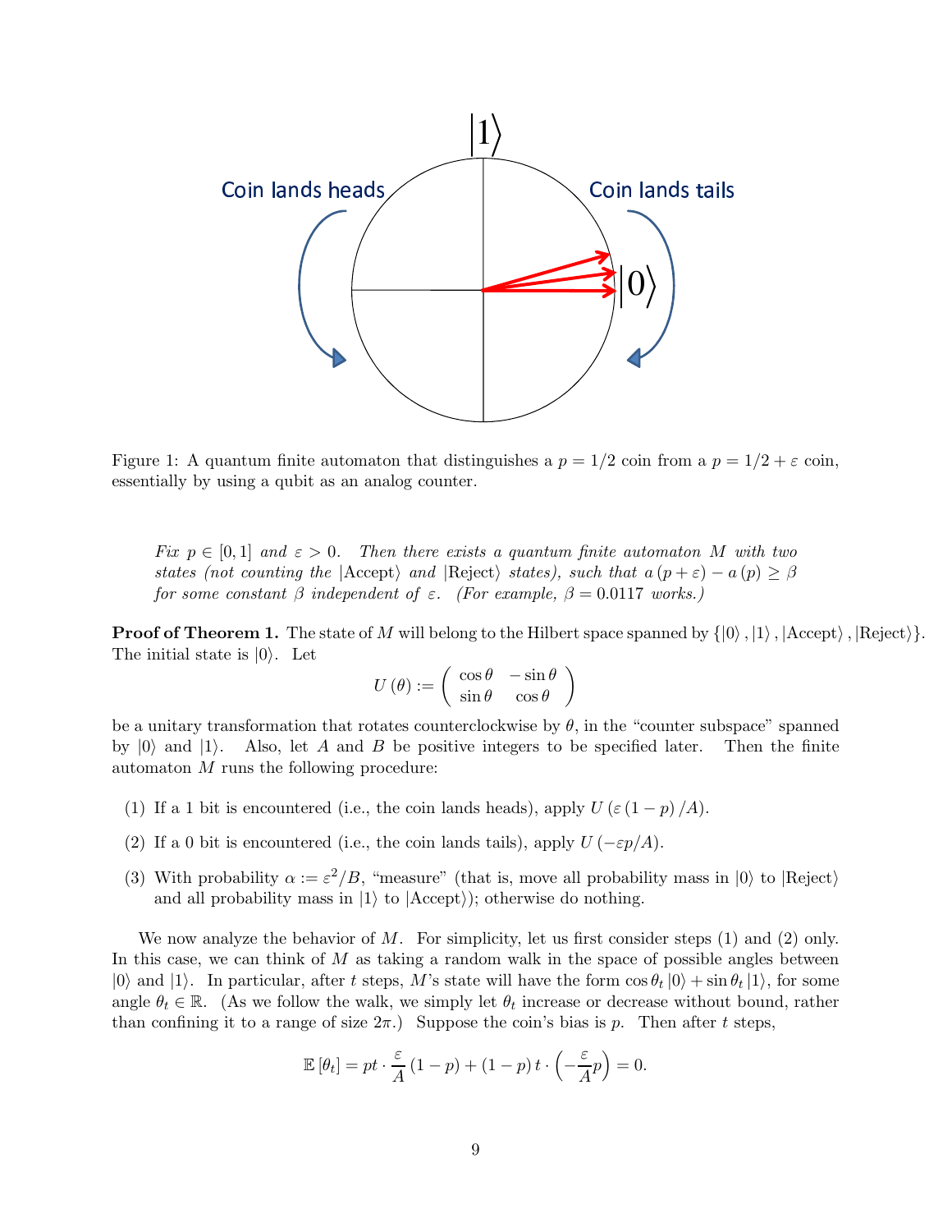Figure 1: A quantum finite automaton that distinguishes a $p = 1/2$ coin from a $p = 1/2 + \varepsilon$ coin, essentially by using a qubit as an analog counter.

> *Fix $p \in [0,1]$ and $\varepsilon > 0$. Then there exists a quantum finite automaton $M$ with two states (not counting the $|\text{Accept}\rangle$ and $|\text{Reject}\rangle$ states), such that $a(p+\varepsilon) - a(p) \geq \beta$ for some constant $\beta$ independent of $\varepsilon$. (For example, $\beta = 0.0117$ works.)*

**Proof of Theorem 1.** The state of $M$ will belong to the Hilbert space spanned by $\{|0\rangle, |1\rangle, |\text{Accept}\rangle, |\text{Reject}\rangle\}$. The initial state is $|0\rangle$. Let

$$U(\theta) := \begin{pmatrix} \cos\theta & -\sin\theta \\ \sin\theta & \cos\theta \end{pmatrix}$$

be a unitary transformation that rotates counterclockwise by $\theta$, in the "counter subspace" spanned by $|0\rangle$ and $|1\rangle$. Also, let $A$ and $B$ be positive integers to be specified later. Then the finite automaton $M$ runs the following procedure:

(1) If a 1 bit is encountered (i.e., the coin lands heads), apply $U(\varepsilon(1-p)/A)$.

(2) If a 0 bit is encountered (i.e., the coin lands tails), apply $U(-\varepsilon p/A)$.

(3) With probability $\alpha := \varepsilon^2/B$, "measure" (that is, move all probability mass in $|0\rangle$ to $|\text{Reject}\rangle$ and all probability mass in $|1\rangle$ to $|\text{Accept}\rangle$); otherwise do nothing.

We now analyze the behavior of $M$. For simplicity, let us first consider steps (1) and (2) only. In this case, we can think of $M$ as taking a random walk in the space of possible angles between $|0\rangle$ and $|1\rangle$. In particular, after $t$ steps, $M$'s state will have the form $\cos\theta_t |0\rangle + \sin\theta_t |1\rangle$, for some angle $\theta_t \in \mathbb{R}$. (As we follow the walk, we simply let $\theta_t$ increase or decrease without bound, rather than confining it to a range of size $2\pi$.) Suppose the coin's bias is $p$. Then after $t$ steps,

$$\mathbb{E}[\theta_t] = pt \cdot \frac{\varepsilon}{A}(1-p) + (1-p)t \cdot \left(-\frac{\varepsilon}{A}p\right) = 0.$$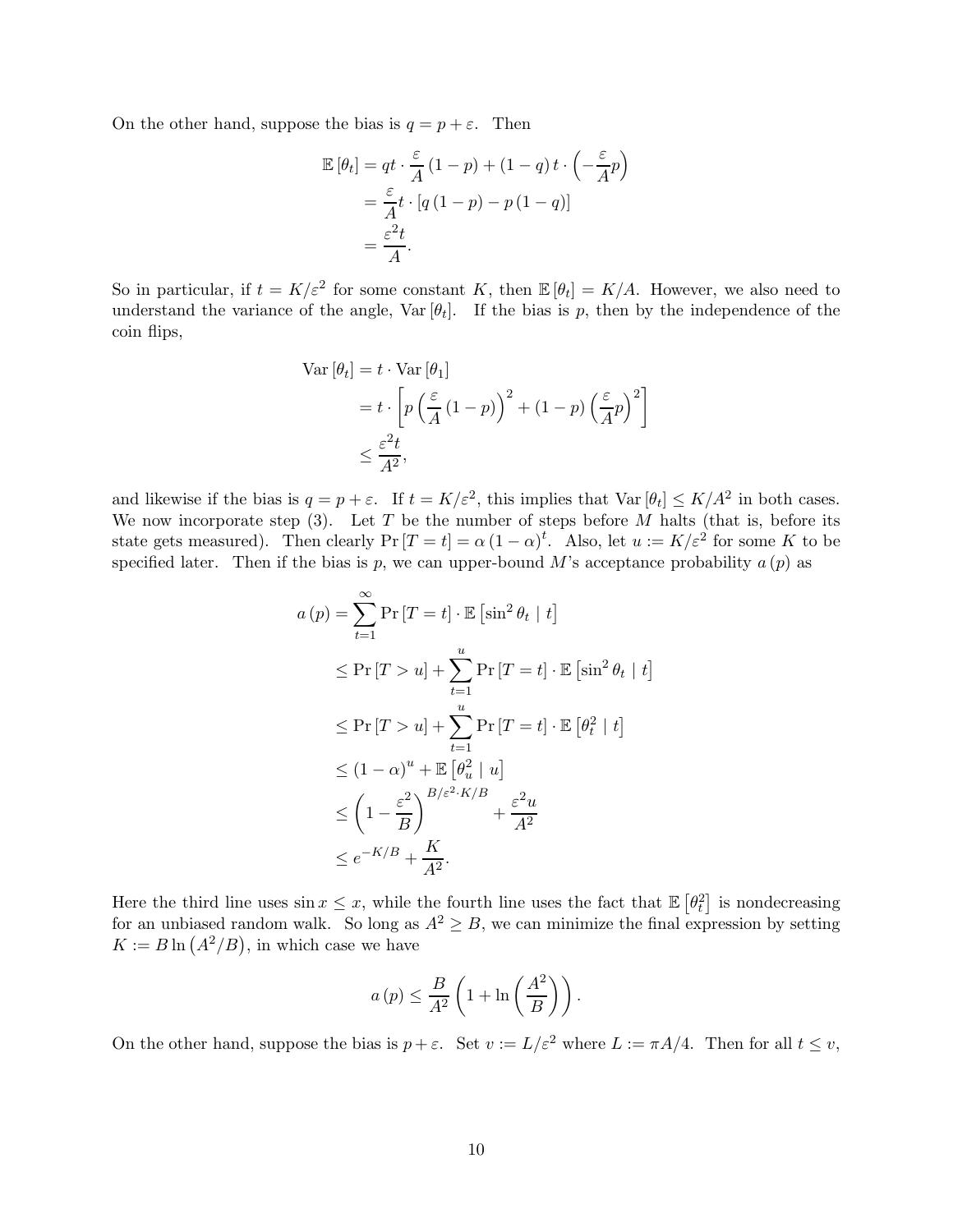On the other hand, suppose the bias is $q = p + \varepsilon$. Then

$$
\begin{aligned}
\mathbb{E}[\theta_t] &= qt \cdot \frac{\varepsilon}{A}(1-p) + (1-q)\,t \cdot \left(-\frac{\varepsilon}{A}p\right) \\
&= \frac{\varepsilon}{A} t \cdot [q(1-p) - p(1-q)] \\
&= \frac{\varepsilon^2 t}{A}.
\end{aligned}
$$

So in particular, if $t = K/\varepsilon^2$ for some constant $K$, then $\mathbb{E}[\theta_t] = K/A$. However, we also need to understand the variance of the angle, $\operatorname{Var}[\theta_t]$. If the bias is $p$, then by the independence of the coin flips,

$$
\begin{aligned}
\operatorname{Var}[\theta_t] &= t \cdot \operatorname{Var}[\theta_1] \\
&= t \cdot \left[p\left(\frac{\varepsilon}{A}(1-p)\right)^2 + (1-p)\left(\frac{\varepsilon}{A}p\right)^2\right] \\
&\leq \frac{\varepsilon^2 t}{A^2},
\end{aligned}
$$

and likewise if the bias is $q = p + \varepsilon$. If $t = K/\varepsilon^2$, this implies that $\operatorname{Var}[\theta_t] \leq K/A^2$ in both cases. We now incorporate step (3). Let $T$ be the number of steps before $M$ halts (that is, before its state gets measured). Then clearly $\Pr[T = t] = \alpha(1-\alpha)^t$. Also, let $u := K/\varepsilon^2$ for some $K$ to be specified later. Then if the bias is $p$, we can upper-bound $M$'s acceptance probability $a(p)$ as

$$
\begin{aligned}
a(p) &= \sum_{t=1}^{\infty} \Pr[T = t] \cdot \mathbb{E}\left[\sin^2 \theta_t \mid t\right] \\
&\leq \Pr[T > u] + \sum_{t=1}^{u} \Pr[T = t] \cdot \mathbb{E}\left[\sin^2 \theta_t \mid t\right] \\
&\leq \Pr[T > u] + \sum_{t=1}^{u} \Pr[T = t] \cdot \mathbb{E}\left[\theta_t^2 \mid t\right] \\
&\leq (1-\alpha)^u + \mathbb{E}\left[\theta_u^2 \mid u\right] \\
&\leq \left(1 - \frac{\varepsilon^2}{B}\right)^{B/\varepsilon^2 \cdot K/B} + \frac{\varepsilon^2 u}{A^2} \\
&\leq e^{-K/B} + \frac{K}{A^2}.
\end{aligned}
$$

Here the third line uses $\sin x \leq x$, while the fourth line uses the fact that $\mathbb{E}\left[\theta_t^2\right]$ is nondecreasing for an unbiased random walk. So long as $A^2 \geq B$, we can minimize the final expression by setting $K := B \ln\left(A^2/B\right)$, in which case we have

$$
a(p) \leq \frac{B}{A^2}\left(1 + \ln\left(\frac{A^2}{B}\right)\right).
$$

On the other hand, suppose the bias is $p + \varepsilon$. Set $v := L/\varepsilon^2$ where $L := \pi A/4$. Then for all $t \leq v$,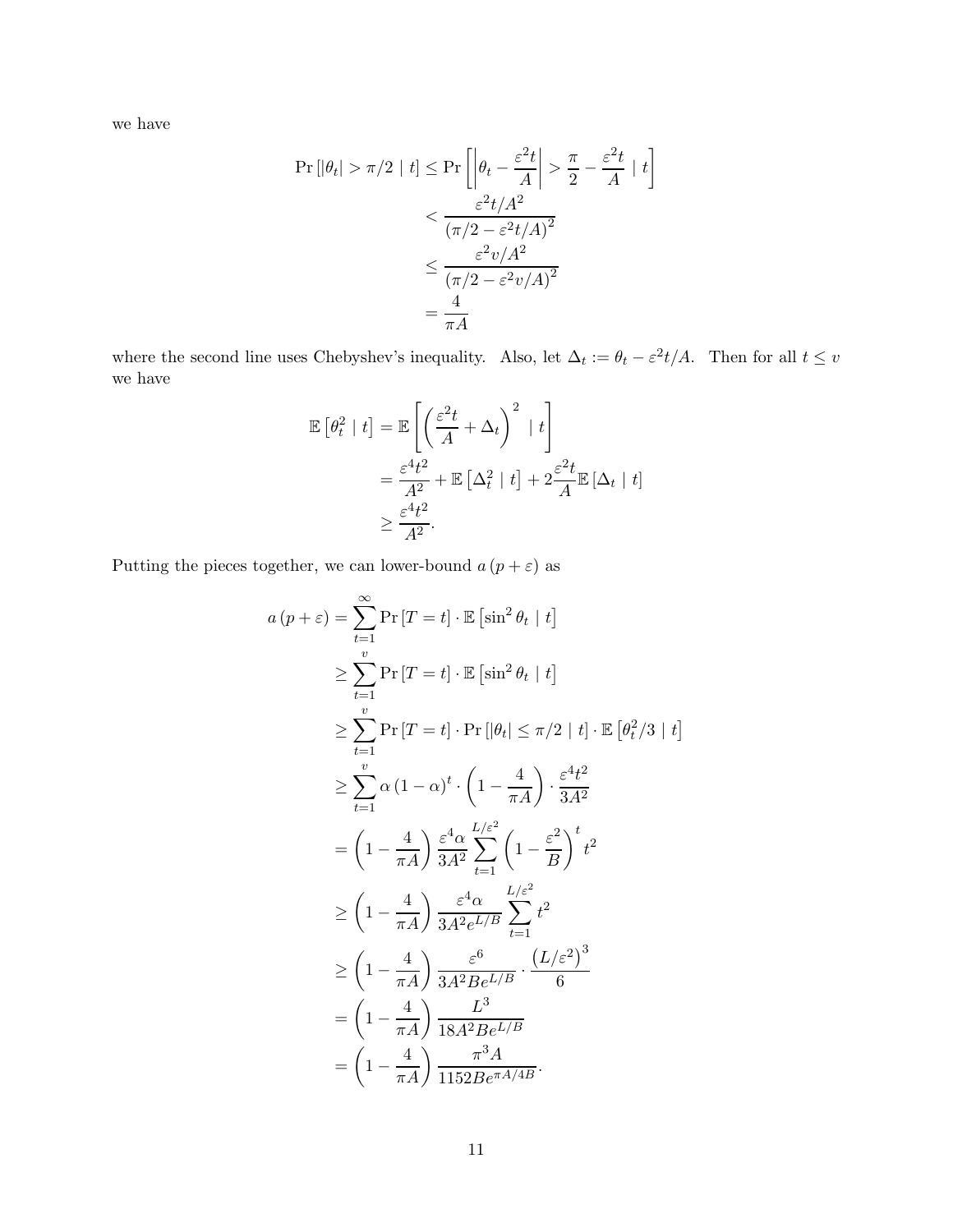we have

$$
\begin{aligned}
\Pr\left[|\theta_t| > \pi/2 \mid t\right] &\leq \Pr\left[\left|\theta_t - \frac{\varepsilon^2 t}{A}\right| > \frac{\pi}{2} - \frac{\varepsilon^2 t}{A} \mid t\right] \\
&< \frac{\varepsilon^2 t/A^2}{\left(\pi/2 - \varepsilon^2 t/A\right)^2} \\
&\leq \frac{\varepsilon^2 v/A^2}{\left(\pi/2 - \varepsilon^2 v/A\right)^2} \\
&= \frac{4}{\pi A}
\end{aligned}
$$

where the second line uses Chebyshev's inequality. Also, let $\Delta_t := \theta_t - \varepsilon^2 t/A$. Then for all $t \leq v$ we have

$$
\begin{aligned}
\mathbb{E}\left[\theta_t^2 \mid t\right] &= \mathbb{E}\left[\left(\frac{\varepsilon^2 t}{A} + \Delta_t\right)^2 \mid t\right] \\
&= \frac{\varepsilon^4 t^2}{A^2} + \mathbb{E}\left[\Delta_t^2 \mid t\right] + 2\frac{\varepsilon^2 t}{A}\mathbb{E}\left[\Delta_t \mid t\right] \\
&\geq \frac{\varepsilon^4 t^2}{A^2}.
\end{aligned}
$$

Putting the pieces together, we can lower-bound $a(p+\varepsilon)$ as

$$
\begin{aligned}
a(p+\varepsilon) &= \sum_{t=1}^{\infty} \Pr\left[T = t\right] \cdot \mathbb{E}\left[\sin^2 \theta_t \mid t\right] \\
&\geq \sum_{t=1}^{v} \Pr\left[T = t\right] \cdot \mathbb{E}\left[\sin^2 \theta_t \mid t\right] \\
&\geq \sum_{t=1}^{v} \Pr\left[T = t\right] \cdot \Pr\left[|\theta_t| \leq \pi/2 \mid t\right] \cdot \mathbb{E}\left[\theta_t^2/3 \mid t\right] \\
&\geq \sum_{t=1}^{v} \alpha\left(1-\alpha\right)^t \cdot \left(1 - \frac{4}{\pi A}\right) \cdot \frac{\varepsilon^4 t^2}{3A^2} \\
&= \left(1 - \frac{4}{\pi A}\right) \frac{\varepsilon^4 \alpha}{3A^2} \sum_{t=1}^{L/\varepsilon^2} \left(1 - \frac{\varepsilon^2}{B}\right)^t t^2 \\
&\geq \left(1 - \frac{4}{\pi A}\right) \frac{\varepsilon^4 \alpha}{3A^2 e^{L/B}} \sum_{t=1}^{L/\varepsilon^2} t^2 \\
&\geq \left(1 - \frac{4}{\pi A}\right) \frac{\varepsilon^6}{3A^2 B e^{L/B}} \cdot \frac{\left(L/\varepsilon^2\right)^3}{6} \\
&= \left(1 - \frac{4}{\pi A}\right) \frac{L^3}{18A^2 B e^{L/B}} \\
&= \left(1 - \frac{4}{\pi A}\right) \frac{\pi^3 A}{1152 B e^{\pi A/4B}}.
\end{aligned}
$$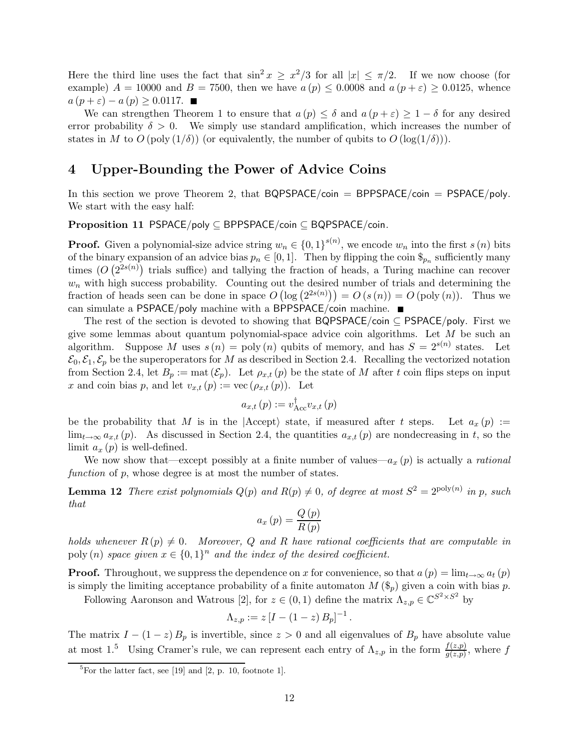Here the third line uses the fact that $\sin^2 x \geq x^2/3$ for all $|x| \leq \pi/2$. If we now choose (for example) $A = 10000$ and $B = 7500$, then we have $a(p) \leq 0.0008$ and $a(p+\varepsilon) \geq 0.0125$, whence $a(p+\varepsilon) - a(p) \geq 0.0117$. ■

We can strengthen Theorem 1 to ensure that $a(p) \leq \delta$ and $a(p+\varepsilon) \geq 1-\delta$ for any desired error probability $\delta > 0$. We simply use standard amplification, which increases the number of states in $M$ to $O(\text{poly}(1/\delta))$ (or equivalently, the number of qubits to $O(\log(1/\delta))$).

# 4 Upper-Bounding the Power of Advice Coins

In this section we prove Theorem 2, that $\mathsf{BQPSPACE/coin} = \mathsf{BPPSPACE/coin} = \mathsf{PSPACE/poly}$. We start with the easy half:

**Proposition 11** $\mathsf{PSPACE/poly} \subseteq \mathsf{BPPSPACE/coin} \subseteq \mathsf{BQPSPACE/coin}$.

**Proof.** Given a polynomial-size advice string $w_n \in \{0,1\}^{s(n)}$, we encode $w_n$ into the first $s(n)$ bits of the binary expansion of an advice bias $p_n \in [0,1]$. Then by flipping the coin $\$_{p_n}$ sufficiently many times ($O(2^{2s(n)})$ trials suffice) and tallying the fraction of heads, a Turing machine can recover $w_n$ with high success probability. Counting out the desired number of trials and determining the fraction of heads seen can be done in space $O(\log(2^{2s(n)})) = O(s(n)) = O(\text{poly}(n))$. Thus we can simulate a $\mathsf{PSPACE/poly}$ machine with a $\mathsf{BPPSPACE/coin}$ machine. ■

The rest of the section is devoted to showing that $\mathsf{BQPSPACE/coin} \subseteq \mathsf{PSPACE/poly}$. First we give some lemmas about quantum polynomial-space advice coin algorithms. Let $M$ be such an algorithm. Suppose $M$ uses $s(n) = \text{poly}(n)$ qubits of memory, and has $S = 2^{s(n)}$ states. Let $\mathcal{E}_0, \mathcal{E}_1, \mathcal{E}_p$ be the superoperators for $M$ as described in Section 2.4. Recalling the vectorized notation from Section 2.4, let $B_p := \text{mat}(\mathcal{E}_p)$. Let $\rho_{x,t}(p)$ be the state of $M$ after $t$ coin flips steps on input $x$ and coin bias $p$, and let $v_{x,t}(p) := \text{vec}(\rho_{x,t}(p))$. Let

$$a_{x,t}(p) := v_{\text{Acc}}^{\dagger} v_{x,t}(p)$$

be the probability that $M$ is in the $|\text{Accept}\rangle$ state, if measured after $t$ steps. Let $a_x(p) := \lim_{t\to\infty} a_{x,t}(p)$. As discussed in Section 2.4, the quantities $a_{x,t}(p)$ are nondecreasing in $t$, so the limit $a_x(p)$ is well-defined.

We now show that—except possibly at a finite number of values—$a_x(p)$ is actually a *rational function* of $p$, whose degree is at most the number of states.

**Lemma 12** *There exist polynomials $Q(p)$ and $R(p) \neq 0$, of degree at most $S^2 = 2^{\text{poly}(n)}$ in $p$, such that*

$$a_x(p) = \frac{Q(p)}{R(p)}$$

*holds whenever $R(p) \neq 0$. Moreover, $Q$ and $R$ have rational coefficients that are computable in $\text{poly}(n)$ space given $x \in \{0,1\}^n$ and the index of the desired coefficient.*

**Proof.** Throughout, we suppress the dependence on $x$ for convenience, so that $a(p) = \lim_{t\to\infty} a_t(p)$ is simply the limiting acceptance probability of a finite automaton $M(\$_p)$ given a coin with bias $p$.

Following Aaronson and Watrous [2], for $z \in (0,1)$ define the matrix $\Lambda_{z,p} \in \mathbb{C}^{S^2 \times S^2}$ by

$$\Lambda_{z,p} := z\left[I - (1-z)B_p\right]^{-1}.$$

The matrix $I - (1-z)B_p$ is invertible, since $z > 0$ and all eigenvalues of $B_p$ have absolute value at most 1.[5] Using Cramer's rule, we can represent each entry of $\Lambda_{z,p}$ in the form $\frac{f(z,p)}{g(z,p)}$, where $f$

[5] For the latter fact, see [19] and [2, p. 10, footnote 1].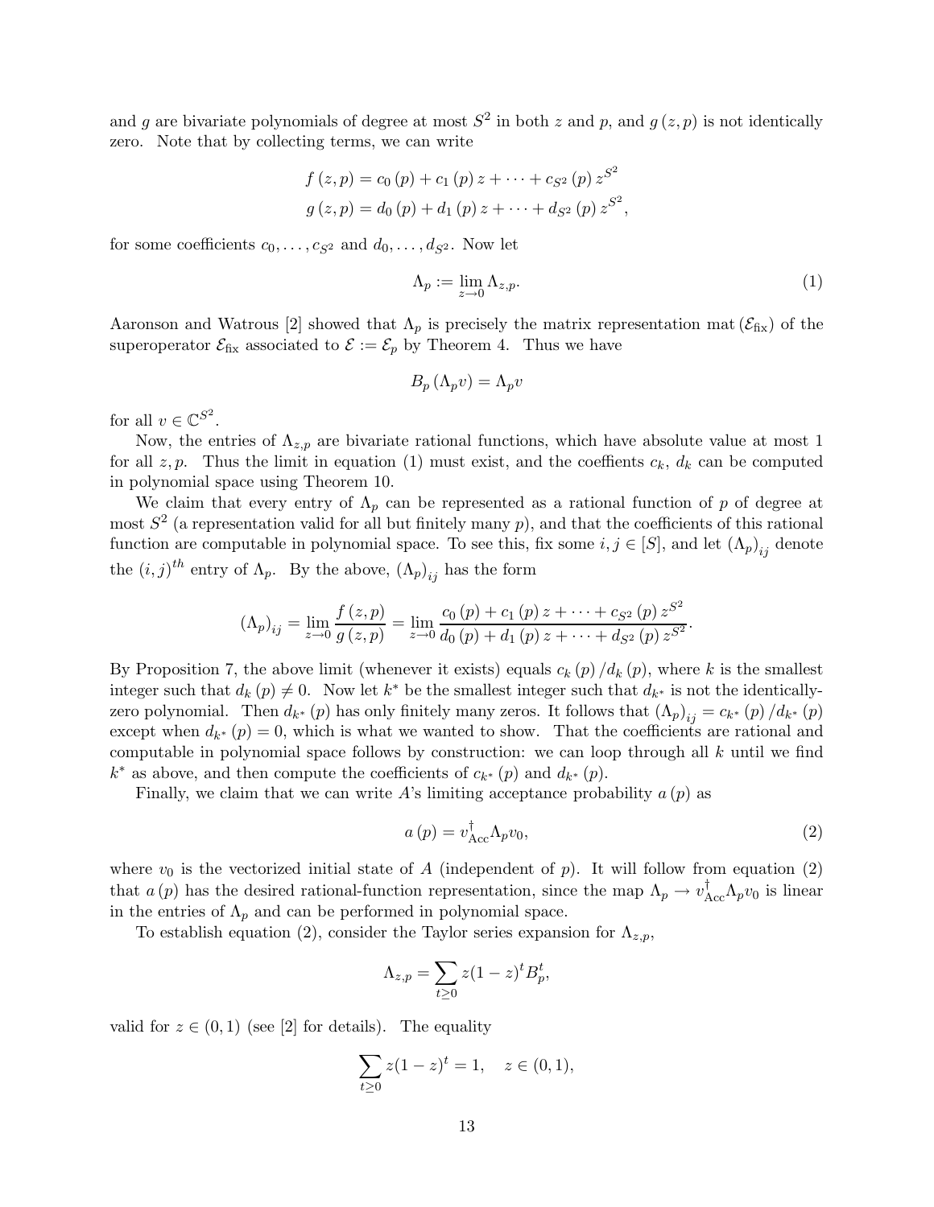and $g$ are bivariate polynomials of degree at most $S^2$ in both $z$ and $p$, and $g(z,p)$ is not identically zero. Note that by collecting terms, we can write

$$f(z,p) = c_0(p) + c_1(p)z + \cdots + c_{S^2}(p)z^{S^2}$$
$$g(z,p) = d_0(p) + d_1(p)z + \cdots + d_{S^2}(p)z^{S^2},$$

for some coefficients $c_0, \ldots, c_{S^2}$ and $d_0, \ldots, d_{S^2}$. Now let

$$\Lambda_p := \lim_{z \to 0} \Lambda_{z,p}. \tag{1}$$

Aaronson and Watrous [2] showed that $\Lambda_p$ is precisely the matrix representation $\mathrm{mat}(\mathcal{E}_{\mathrm{fix}})$ of the superoperator $\mathcal{E}_{\mathrm{fix}}$ associated to $\mathcal{E} := \mathcal{E}_p$ by Theorem 4. Thus we have

$$B_p(\Lambda_p v) = \Lambda_p v$$

for all $v \in \mathbb{C}^{S^2}$.

Now, the entries of $\Lambda_{z,p}$ are bivariate rational functions, which have absolute value at most 1 for all $z, p$. Thus the limit in equation (1) must exist, and the coeffients $c_k$, $d_k$ can be computed in polynomial space using Theorem 10.

We claim that every entry of $\Lambda_p$ can be represented as a rational function of $p$ of degree at most $S^2$ (a representation valid for all but finitely many $p$), and that the coefficients of this rational function are computable in polynomial space. To see this, fix some $i, j \in [S]$, and let $(\Lambda_p)_{ij}$ denote the $(i,j)^{th}$ entry of $\Lambda_p$. By the above, $(\Lambda_p)_{ij}$ has the form

$$(\Lambda_p)_{ij} = \lim_{z \to 0} \frac{f(z,p)}{g(z,p)} = \lim_{z \to 0} \frac{c_0(p) + c_1(p)z + \cdots + c_{S^2}(p)z^{S^2}}{d_0(p) + d_1(p)z + \cdots + d_{S^2}(p)z^{S^2}}.$$

By Proposition 7, the above limit (whenever it exists) equals $c_k(p)/d_k(p)$, where $k$ is the smallest integer such that $d_k(p) \neq 0$. Now let $k^*$ be the smallest integer such that $d_{k^*}$ is not the identically-zero polynomial. Then $d_{k^*}(p)$ has only finitely many zeros. It follows that $(\Lambda_p)_{ij} = c_{k^*}(p)/d_{k^*}(p)$ except when $d_{k^*}(p) = 0$, which is what we wanted to show. That the coefficients are rational and computable in polynomial space follows by construction: we can loop through all $k$ until we find $k^*$ as above, and then compute the coefficients of $c_{k^*}(p)$ and $d_{k^*}(p)$.

Finally, we claim that we can write $A$'s limiting acceptance probability $a(p)$ as

$$a(p) = v_{\mathrm{Acc}}^{\dagger} \Lambda_p v_0, \tag{2}$$

where $v_0$ is the vectorized initial state of $A$ (independent of $p$). It will follow from equation (2) that $a(p)$ has the desired rational-function representation, since the map $\Lambda_p \to v_{\mathrm{Acc}}^{\dagger} \Lambda_p v_0$ is linear in the entries of $\Lambda_p$ and can be performed in polynomial space.

To establish equation (2), consider the Taylor series expansion for $\Lambda_{z,p}$,

$$\Lambda_{z,p} = \sum_{t \geq 0} z(1-z)^t B_p^t,$$

valid for $z \in (0,1)$ (see [2] for details). The equality

$$\sum_{t \geq 0} z(1-z)^t = 1, \quad z \in (0,1),$$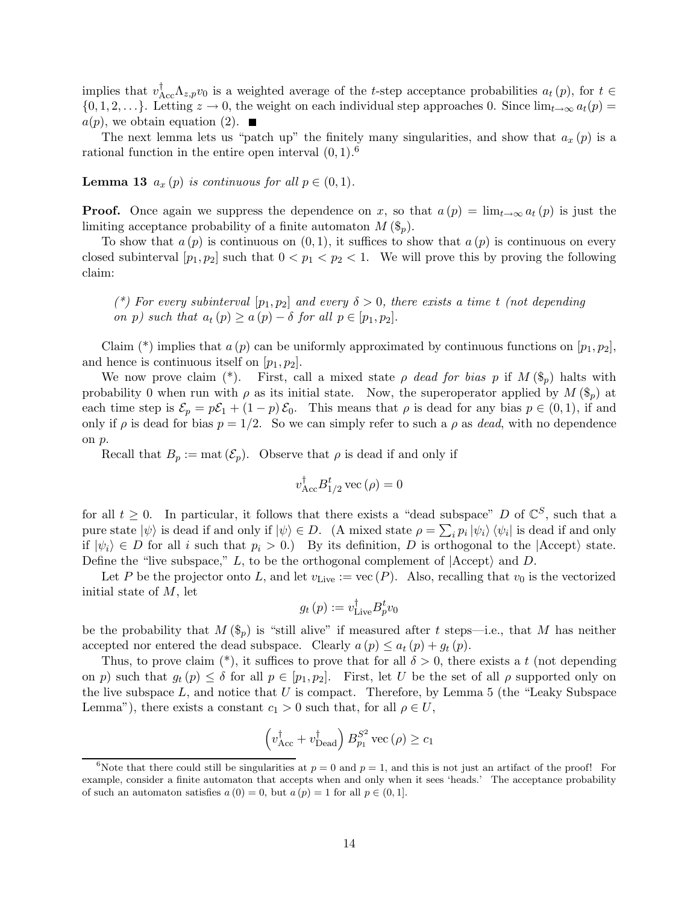implies that $v_{\text{Acc}}^{\dagger}\Lambda_{z,p}v_0$ is a weighted average of the $t$-step acceptance probabilities $a_t(p)$, for $t \in \{0,1,2,\ldots\}$. Letting $z \to 0$, the weight on each individual step approaches 0. Since $\lim_{t\to\infty} a_t(p) = a(p)$, we obtain equation (2). ■

The next lemma lets us "patch up" the finitely many singularities, and show that $a_x(p)$ is a rational function in the entire open interval $(0,1)$.[6]

**Lemma 13** *$a_x(p)$ is continuous for all $p \in (0,1)$.*

**Proof.** Once again we suppress the dependence on $x$, so that $a(p) = \lim_{t\to\infty} a_t(p)$ is just the limiting acceptance probability of a finite automaton $M(\$_p)$.

To show that $a(p)$ is continuous on $(0,1)$, it suffices to show that $a(p)$ is continuous on every closed subinterval $[p_1, p_2]$ such that $0 < p_1 < p_2 < 1$. We will prove this by proving the following claim:

> *(\*) For every subinterval $[p_1,p_2]$ and every $\delta > 0$, there exists a time $t$ (not depending on $p$) such that $a_t(p) \geq a(p) - \delta$ for all $p \in [p_1, p_2]$.*

Claim (\*) implies that $a(p)$ can be uniformly approximated by continuous functions on $[p_1,p_2]$, and hence is continuous itself on $[p_1,p_2]$.

We now prove claim (\*). First, call a mixed state $\rho$ *dead for bias $p$* if $M(\$_p)$ halts with probability 0 when run with $\rho$ as its initial state. Now, the superoperator applied by $M(\$_p)$ at each time step is $\mathcal{E}_p = p\mathcal{E}_1 + (1-p)\mathcal{E}_0$. This means that $\rho$ is dead for any bias $p \in (0,1)$, if and only if $\rho$ is dead for bias $p = 1/2$. So we can simply refer to such a $\rho$ as *dead*, with no dependence on $p$.

Recall that $B_p := \text{mat}(\mathcal{E}_p)$. Observe that $\rho$ is dead if and only if

$$v_{\text{Acc}}^{\dagger} B_{1/2}^{t} \operatorname{vec}(\rho) = 0$$

for all $t \geq 0$. In particular, it follows that there exists a "dead subspace" $D$ of $\mathbb{C}^S$, such that a pure state $|\psi\rangle$ is dead if and only if $|\psi\rangle \in D$. (A mixed state $\rho = \sum_i p_i |\psi_i\rangle\langle\psi_i|$ is dead if and only if $|\psi_i\rangle \in D$ for all $i$ such that $p_i > 0$.) By its definition, $D$ is orthogonal to the $|\text{Accept}\rangle$ state. Define the "live subspace," $L$, to be the orthogonal complement of $|\text{Accept}\rangle$ and $D$.

Let $P$ be the projector onto $L$, and let $v_{\text{Live}} := \operatorname{vec}(P)$. Also, recalling that $v_0$ is the vectorized initial state of $M$, let

$$g_t(p) := v_{\text{Live}}^{\dagger} B_p^t v_0$$

be the probability that $M(\$_p)$ is "still alive" if measured after $t$ steps—i.e., that $M$ has neither accepted nor entered the dead subspace. Clearly $a(p) \leq a_t(p) + g_t(p)$.

Thus, to prove claim (\*), it suffices to prove that for all $\delta > 0$, there exists a $t$ (not depending on $p$) such that $g_t(p) \leq \delta$ for all $p \in [p_1,p_2]$. First, let $U$ be the set of all $\rho$ supported only on the live subspace $L$, and notice that $U$ is compact. Therefore, by Lemma 5 (the "Leaky Subspace Lemma"), there exists a constant $c_1 > 0$ such that, for all $\rho \in U$,

$$\left(v_{\text{Acc}}^{\dagger} + v_{\text{Dead}}^{\dagger}\right) B_{p_1}^{S^2} \operatorname{vec}(\rho) \geq c_1$$

[6] Note that there could still be singularities at $p = 0$ and $p = 1$, and this is not just an artifact of the proof! For example, consider a finite automaton that accepts when and only when it sees 'heads.' The acceptance probability of such an automaton satisfies $a(0) = 0$, but $a(p) = 1$ for all $p \in (0,1]$.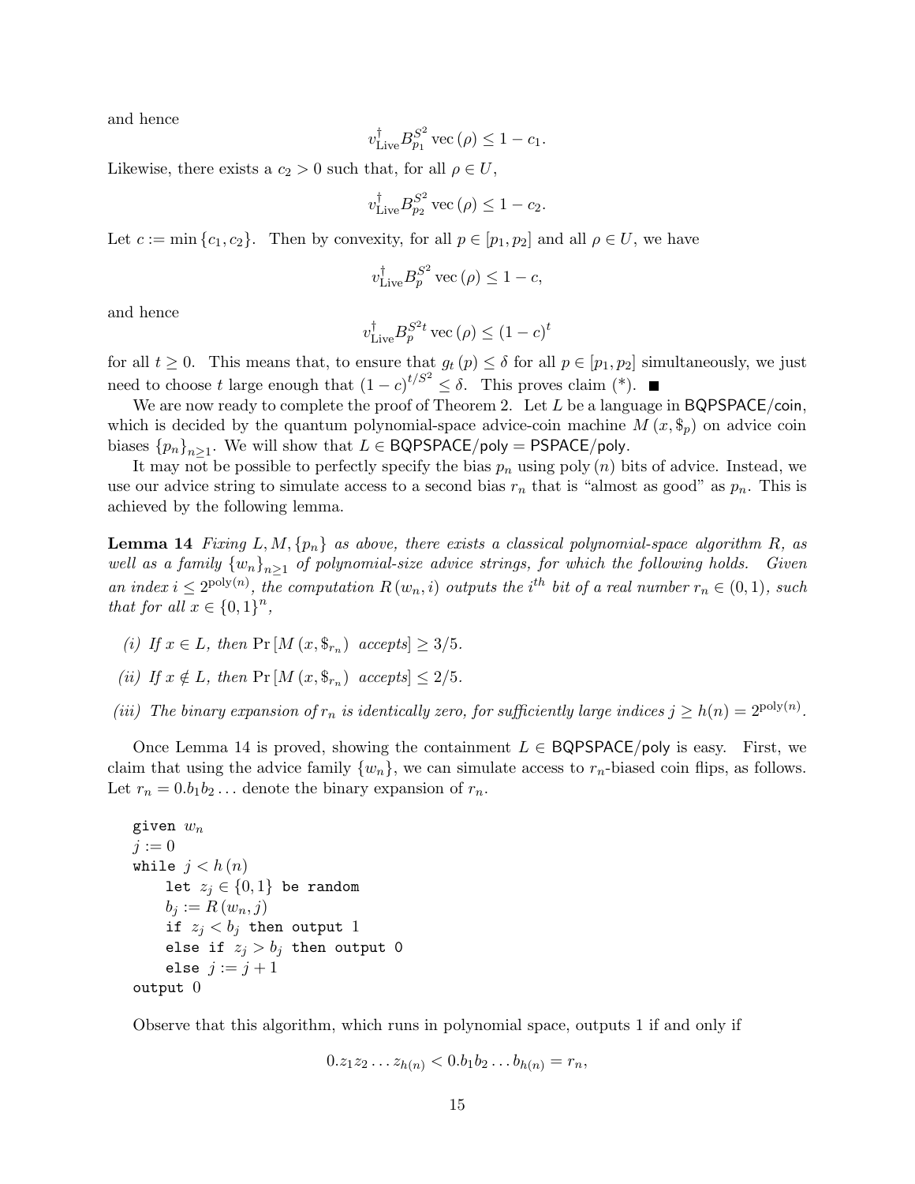and hence

$$v_{\text{Live}}^{\dagger} B_{p_1}^{S^2} \operatorname{vec}(\rho) \leq 1 - c_1.$$

Likewise, there exists a $c_2 > 0$ such that, for all $\rho \in U$,

$$v_{\text{Live}}^{\dagger} B_{p_2}^{S^2} \operatorname{vec}(\rho) \leq 1 - c_2.$$

Let $c := \min\{c_1, c_2\}$. Then by convexity, for all $p \in [p_1, p_2]$ and all $\rho \in U$, we have

$$v_{\text{Live}}^{\dagger} B_{p}^{S^2} \operatorname{vec}(\rho) \leq 1 - c,$$

and hence

$$v_{\text{Live}}^{\dagger} B_{p}^{S^2 t} \operatorname{vec}(\rho) \leq (1 - c)^t$$

for all $t \geq 0$. This means that, to ensure that $g_t(p) \leq \delta$ for all $p \in [p_1, p_2]$ simultaneously, we just need to choose $t$ large enough that $(1-c)^{t/S^2} \leq \delta$. This proves claim (*). ■

We are now ready to complete the proof of Theorem 2. Let $L$ be a language in $\mathsf{BQPSPACE/coin}$, which is decided by the quantum polynomial-space advice-coin machine $M(x, \$_p)$ on advice coin biases $\{p_n\}_{n \geq 1}$. We will show that $L \in \mathsf{BQPSPACE/poly} = \mathsf{PSPACE/poly}$.

It may not be possible to perfectly specify the bias $p_n$ using $\operatorname{poly}(n)$ bits of advice. Instead, we use our advice string to simulate access to a second bias $r_n$ that is "almost as good" as $p_n$. This is achieved by the following lemma.

**Lemma 14** *Fixing $L, M, \{p_n\}$ as above, there exists a classical polynomial-space algorithm $R$, as well as a family $\{w_n\}_{n \geq 1}$ of polynomial-size advice strings, for which the following holds. Given an index $i \leq 2^{\operatorname{poly}(n)}$, the computation $R(w_n, i)$ outputs the $i^{th}$ bit of a real number $r_n \in (0,1)$, such that for all $x \in \{0,1\}^n$,*

*(i) If $x \in L$, then $\Pr[M(x, \$_{r_n}) \text{ accepts}] \geq 3/5$.*

*(ii) If $x \notin L$, then $\Pr[M(x, \$_{r_n}) \text{ accepts}] \leq 2/5$.*

*(iii) The binary expansion of $r_n$ is identically zero, for sufficiently large indices $j \geq h(n) = 2^{\operatorname{poly}(n)}$.*

Once Lemma 14 is proved, showing the containment $L \in \mathsf{BQPSPACE/poly}$ is easy. First, we claim that using the advice family $\{w_n\}$, we can simulate access to $r_n$-biased coin flips, as follows. Let $r_n = 0.b_1 b_2 \ldots$ denote the binary expansion of $r_n$.

```
given w_n
j := 0
while j < h(n)
    let z_j ∈ {0,1} be random
    b_j := R(w_n, j)
    if z_j < b_j then output 1
    else if z_j > b_j then output 0
    else j := j + 1
output 0
```

Observe that this algorithm, which runs in polynomial space, outputs 1 if and only if

$$0.z_1 z_2 \ldots z_{h(n)} < 0.b_1 b_2 \ldots b_{h(n)} = r_n,$$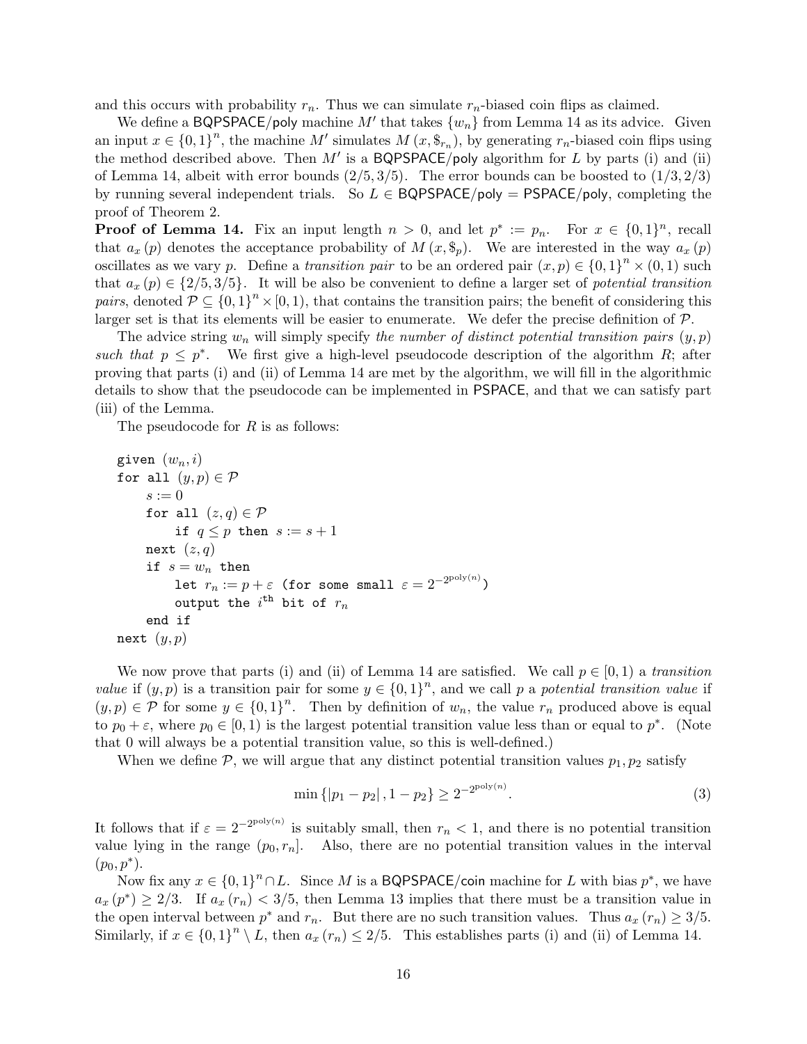and this occurs with probability $r_n$. Thus we can simulate $r_n$-biased coin flips as claimed.

We define a BQPSPACE/poly machine $M'$ that takes $\{w_n\}$ from Lemma 14 as its advice. Given an input $x \in \{0,1\}^n$, the machine $M'$ simulates $M(x, \$_{r_n})$, by generating $r_n$-biased coin flips using the method described above. Then $M'$ is a BQPSPACE/poly algorithm for $L$ by parts (i) and (ii) of Lemma 14, albeit with error bounds $(2/5, 3/5)$. The error bounds can be boosted to $(1/3, 2/3)$ by running several independent trials. So $L \in$ BQPSPACE/poly $=$ PSPACE/poly, completing the proof of Theorem 2.

**Proof of Lemma 14.** Fix an input length $n > 0$, and let $p^* := p_n$. For $x \in \{0,1\}^n$, recall that $a_x(p)$ denotes the acceptance probability of $M(x, \$_p)$. We are interested in the way $a_x(p)$ oscillates as we vary $p$. Define a *transition pair* to be an ordered pair $(x, p) \in \{0,1\}^n \times (0,1)$ such that $a_x(p) \in \{2/5, 3/5\}$. It will be also be convenient to define a larger set of *potential transition pairs*, denoted $\mathcal{P} \subseteq \{0,1\}^n \times [0,1)$, that contains the transition pairs; the benefit of considering this larger set is that its elements will be easier to enumerate. We defer the precise definition of $\mathcal{P}$.

The advice string $w_n$ will simply specify *the number of distinct potential transition pairs* $(y, p)$ *such that* $p \leq p^*$. We first give a high-level pseudocode description of the algorithm $R$; after proving that parts (i) and (ii) of Lemma 14 are met by the algorithm, we will fill in the algorithmic details to show that the pseudocode can be implemented in PSPACE, and that we can satisfy part (iii) of the Lemma.

The pseudocode for $R$ is as follows:

```
given (w_n, i)
for all (y, p) ∈ P
    s := 0
    for all (z, q) ∈ P
        if q ≤ p then s := s + 1
    next (z, q)
    if s = w_n then
        let r_n := p + ε (for some small ε = 2^{-2^{poly(n)}})
        output the i^th bit of r_n
    end if
next (y, p)
```

We now prove that parts (i) and (ii) of Lemma 14 are satisfied. We call $p \in [0,1)$ a *transition value* if $(y, p)$ is a transition pair for some $y \in \{0,1\}^n$, and we call $p$ a *potential transition value* if $(y, p) \in \mathcal{P}$ for some $y \in \{0,1\}^n$. Then by definition of $w_n$, the value $r_n$ produced above is equal to $p_0 + \varepsilon$, where $p_0 \in [0,1)$ is the largest potential transition value less than or equal to $p^*$. (Note that 0 will always be a potential transition value, so this is well-defined.)

When we define $\mathcal{P}$, we will argue that any distinct potential transition values $p_1, p_2$ satisfy

$$\min\{|p_1 - p_2|, 1 - p_2\} \geq 2^{-2^{\mathrm{poly}(n)}}. \tag{3}$$

It follows that if $\varepsilon = 2^{-2^{\mathrm{poly}(n)}}$ is suitably small, then $r_n < 1$, and there is no potential transition value lying in the range $(p_0, r_n]$. Also, there are no potential transition values in the interval $(p_0, p^*)$.

Now fix any $x \in \{0,1\}^n \cap L$. Since $M$ is a BQPSPACE/coin machine for $L$ with bias $p^*$, we have $a_x(p^*) \geq 2/3$. If $a_x(r_n) < 3/5$, then Lemma 13 implies that there must be a transition value in the open interval between $p^*$ and $r_n$. But there are no such transition values. Thus $a_x(r_n) \geq 3/5$. Similarly, if $x \in \{0,1\}^n \setminus L$, then $a_x(r_n) \leq 2/5$. This establishes parts (i) and (ii) of Lemma 14.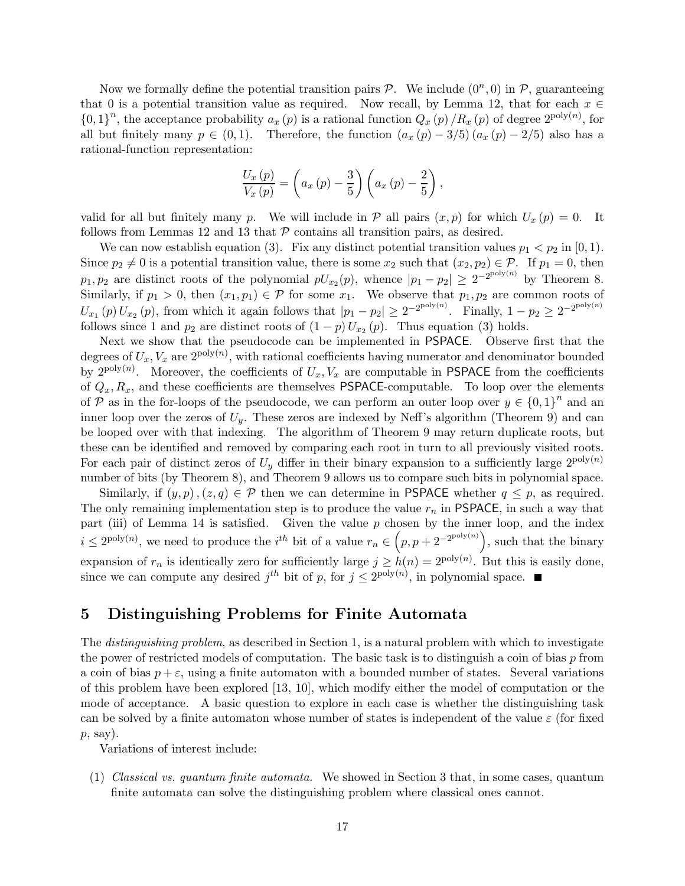Now we formally define the potential transition pairs $\mathcal{P}$. We include $(0^n, 0)$ in $\mathcal{P}$, guaranteeing that 0 is a potential transition value as required. Now recall, by Lemma 12, that for each $x \in \{0,1\}^n$, the acceptance probability $a_x(p)$ is a rational function $Q_x(p)/R_x(p)$ of degree $2^{\text{poly}(n)}$, for all but finitely many $p \in (0,1)$. Therefore, the function $(a_x(p) - 3/5)(a_x(p) - 2/5)$ also has a rational-function representation:

$$\frac{U_x(p)}{V_x(p)} = \left(a_x(p) - \frac{3}{5}\right)\left(a_x(p) - \frac{2}{5}\right),$$

valid for all but finitely many $p$. We will include in $\mathcal{P}$ all pairs $(x, p)$ for which $U_x(p) = 0$. It follows from Lemmas 12 and 13 that $\mathcal{P}$ contains all transition pairs, as desired.

We can now establish equation (3). Fix any distinct potential transition values $p_1 < p_2$ in $[0,1)$. Since $p_2 \neq 0$ is a potential transition value, there is some $x_2$ such that $(x_2, p_2) \in \mathcal{P}$. If $p_1 = 0$, then $p_1, p_2$ are distinct roots of the polynomial $pU_{x_2}(p)$, whence $|p_1 - p_2| \geq 2^{-2^{\text{poly}(n)}}$ by Theorem 8. Similarly, if $p_1 > 0$, then $(x_1, p_1) \in \mathcal{P}$ for some $x_1$. We observe that $p_1, p_2$ are common roots of $U_{x_1}(p)\,U_{x_2}(p)$, from which it again follows that $|p_1 - p_2| \geq 2^{-2^{\text{poly}(n)}}$. Finally, $1 - p_2 \geq 2^{-2^{\text{poly}(n)}}$ follows since 1 and $p_2$ are distinct roots of $(1-p)\,U_{x_2}(p)$. Thus equation (3) holds.

Next we show that the pseudocode can be implemented in $\mathsf{PSPACE}$. Observe first that the degrees of $U_x, V_x$ are $2^{\text{poly}(n)}$, with rational coefficients having numerator and denominator bounded by $2^{\text{poly}(n)}$. Moreover, the coefficients of $U_x, V_x$ are computable in $\mathsf{PSPACE}$ from the coefficients of $Q_x, R_x$, and these coefficients are themselves $\mathsf{PSPACE}$-computable. To loop over the elements of $\mathcal{P}$ as in the for-loops of the pseudocode, we can perform an outer loop over $y \in \{0,1\}^n$ and an inner loop over the zeros of $U_y$. These zeros are indexed by Neff's algorithm (Theorem 9) and can be looped over with that indexing. The algorithm of Theorem 9 may return duplicate roots, but these can be identified and removed by comparing each root in turn to all previously visited roots. For each pair of distinct zeros of $U_y$ differ in their binary expansion to a sufficiently large $2^{\text{poly}(n)}$ number of bits (by Theorem 8), and Theorem 9 allows us to compare such bits in polynomial space.

Similarly, if $(y,p), (z,q) \in \mathcal{P}$ then we can determine in $\mathsf{PSPACE}$ whether $q \leq p$, as required. The only remaining implementation step is to produce the value $r_n$ in $\mathsf{PSPACE}$, in such a way that part (iii) of Lemma 14 is satisfied. Given the value $p$ chosen by the inner loop, and the index $i \leq 2^{\text{poly}(n)}$, we need to produce the $i^{th}$ bit of a value $r_n \in \left(p, p + 2^{-2^{\text{poly}(n)}}\right)$, such that the binary expansion of $r_n$ is identically zero for sufficiently large $j \geq h(n) = 2^{\text{poly}(n)}$. But this is easily done, since we can compute any desired $j^{th}$ bit of $p$, for $j \leq 2^{\text{poly}(n)}$, in polynomial space. ∎

## 5 Distinguishing Problems for Finite Automata

The *distinguishing problem*, as described in Section 1, is a natural problem with which to investigate the power of restricted models of computation. The basic task is to distinguish a coin of bias $p$ from a coin of bias $p + \varepsilon$, using a finite automaton with a bounded number of states. Several variations of this problem have been explored [13, 10], which modify either the model of computation or the mode of acceptance. A basic question to explore in each case is whether the distinguishing task can be solved by a finite automaton whose number of states is independent of the value $\varepsilon$ (for fixed $p$, say).

Variations of interest include:

(1) *Classical vs. quantum finite automata.* We showed in Section 3 that, in some cases, quantum finite automata can solve the distinguishing problem where classical ones cannot.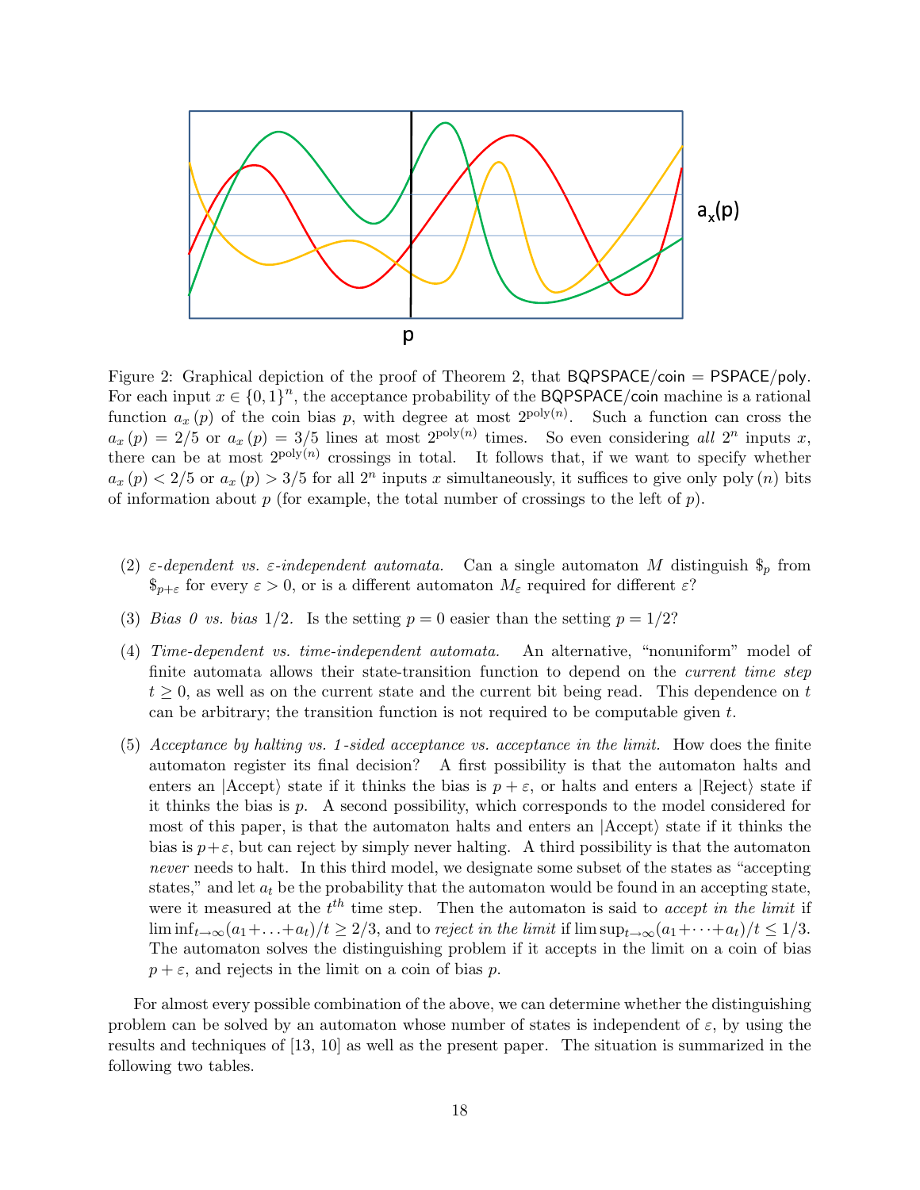Figure 2: Graphical depiction of the proof of Theorem 2, that BQPSPACE/coin = PSPACE/poly. For each input $x \in \{0,1\}^n$, the acceptance probability of the BQPSPACE/coin machine is a rational function $a_x(p)$ of the coin bias $p$, with degree at most $2^{\text{poly}(n)}$. Such a function can cross the $a_x(p) = 2/5$ or $a_x(p) = 3/5$ lines at most $2^{\text{poly}(n)}$ times. So even considering *all* $2^n$ inputs $x$, there can be at most $2^{\text{poly}(n)}$ crossings in total. It follows that, if we want to specify whether $a_x(p) < 2/5$ or $a_x(p) > 3/5$ for all $2^n$ inputs $x$ simultaneously, it suffices to give only poly $(n)$ bits of information about $p$ (for example, the total number of crossings to the left of $p$).

(2) *$\varepsilon$-dependent vs. $\varepsilon$-independent automata.* Can a single automaton $M$ distinguish $\$_p$ from $\$_{p+\varepsilon}$ for every $\varepsilon > 0$, or is a different automaton $M_\varepsilon$ required for different $\varepsilon$?

(3) *Bias 0 vs. bias 1/2.* Is the setting $p = 0$ easier than the setting $p = 1/2$?

(4) *Time-dependent vs. time-independent automata.* An alternative, "nonuniform" model of finite automata allows their state-transition function to depend on the *current time step* $t \geq 0$, as well as on the current state and the current bit being read. This dependence on $t$ can be arbitrary; the transition function is not required to be computable given $t$.

(5) *Acceptance by halting vs. 1-sided acceptance vs. acceptance in the limit.* How does the finite automaton register its final decision? A first possibility is that the automaton halts and enters an $|\text{Accept}\rangle$ state if it thinks the bias is $p + \varepsilon$, or halts and enters a $|\text{Reject}\rangle$ state if it thinks the bias is $p$. A second possibility, which corresponds to the model considered for most of this paper, is that the automaton halts and enters an $|\text{Accept}\rangle$ state if it thinks the bias is $p+\varepsilon$, but can reject by simply never halting. A third possibility is that the automaton *never* needs to halt. In this third model, we designate some subset of the states as "accepting states," and let $a_t$ be the probability that the automaton would be found in an accepting state, were it measured at the $t^{th}$ time step. Then the automaton is said to *accept in the limit* if $\liminf_{t\to\infty}(a_1+\ldots+a_t)/t \geq 2/3$, and to *reject in the limit* if $\limsup_{t\to\infty}(a_1+\cdots+a_t)/t \leq 1/3$. The automaton solves the distinguishing problem if it accepts in the limit on a coin of bias $p + \varepsilon$, and rejects in the limit on a coin of bias $p$.

For almost every possible combination of the above, we can determine whether the distinguishing problem can be solved by an automaton whose number of states is independent of $\varepsilon$, by using the results and techniques of [13, 10] as well as the present paper. The situation is summarized in the following two tables.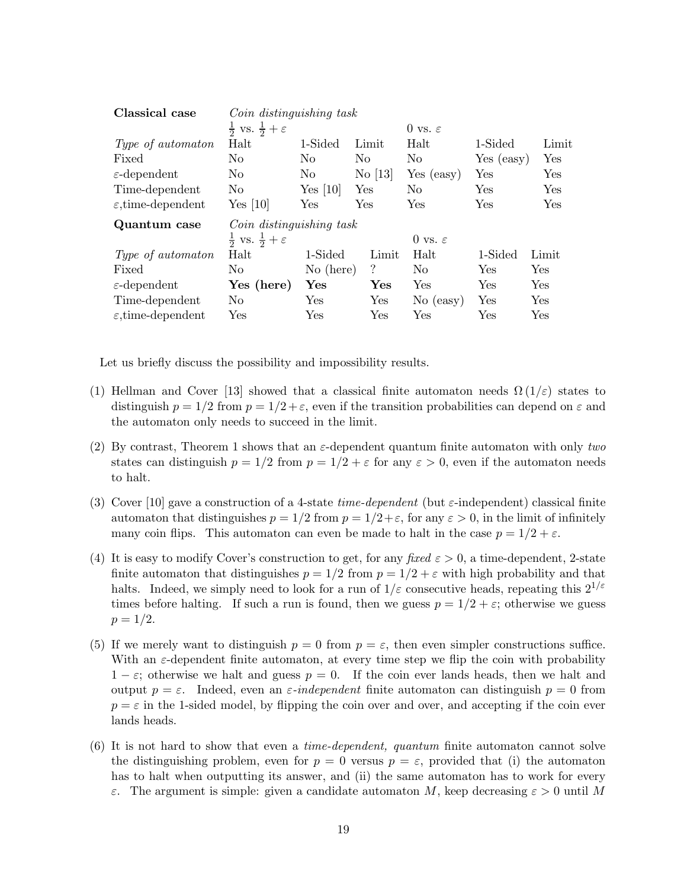| **Classical case** | *Coin distinguishing task* | | | | | |
|---|---|---|---|---|---|---|
| | $\frac{1}{2}$ vs. $\frac{1}{2}+\varepsilon$ | | | 0 vs. $\varepsilon$ | | |
| *Type of automaton* | Halt | 1-Sided | Limit | Halt | 1-Sided | Limit |
| Fixed | No | No | No | No | Yes (easy) | Yes |
| $\varepsilon$-dependent | No | No | No [13] | Yes (easy) | Yes | Yes |
| Time-dependent | No | Yes [10] | Yes | No | Yes | Yes |
| $\varepsilon$,time-dependent | Yes [10] | Yes | Yes | Yes | Yes | Yes |

| **Quantum case** | *Coin distinguishing task* | | | | | |
|---|---|---|---|---|---|---|
| | $\frac{1}{2}$ vs. $\frac{1}{2}+\varepsilon$ | | | 0 vs. $\varepsilon$ | | |
| *Type of automaton* | Halt | 1-Sided | Limit | Halt | 1-Sided | Limit |
| Fixed | No | No (here) | ? | No | Yes | Yes |
| $\varepsilon$-dependent | **Yes (here)** | **Yes** | **Yes** | Yes | Yes | Yes |
| Time-dependent | No | Yes | Yes | No (easy) | Yes | Yes |
| $\varepsilon$,time-dependent | Yes | Yes | Yes | Yes | Yes | Yes |

Let us briefly discuss the possibility and impossibility results.

(1) Hellman and Cover [13] showed that a classical finite automaton needs $\Omega(1/\varepsilon)$ states to distinguish $p = 1/2$ from $p = 1/2 + \varepsilon$, even if the transition probabilities can depend on $\varepsilon$ and the automaton only needs to succeed in the limit.

(2) By contrast, Theorem 1 shows that an $\varepsilon$-dependent quantum finite automaton with only *two* states can distinguish $p = 1/2$ from $p = 1/2 + \varepsilon$ for any $\varepsilon > 0$, even if the automaton needs to halt.

(3) Cover [10] gave a construction of a 4-state *time-dependent* (but $\varepsilon$-independent) classical finite automaton that distinguishes $p = 1/2$ from $p = 1/2+\varepsilon$, for any $\varepsilon > 0$, in the limit of infinitely many coin flips. This automaton can even be made to halt in the case $p = 1/2 + \varepsilon$.

(4) It is easy to modify Cover's construction to get, for any *fixed* $\varepsilon > 0$, a time-dependent, 2-state finite automaton that distinguishes $p = 1/2$ from $p = 1/2 + \varepsilon$ with high probability and that halts. Indeed, we simply need to look for a run of $1/\varepsilon$ consecutive heads, repeating this $2^{1/\varepsilon}$ times before halting. If such a run is found, then we guess $p = 1/2 + \varepsilon$; otherwise we guess $p = 1/2$.

(5) If we merely want to distinguish $p = 0$ from $p = \varepsilon$, then even simpler constructions suffice. With an $\varepsilon$-dependent finite automaton, at every time step we flip the coin with probability $1 - \varepsilon$; otherwise we halt and guess $p = 0$. If the coin ever lands heads, then we halt and output $p = \varepsilon$. Indeed, even an *$\varepsilon$-independent* finite automaton can distinguish $p = 0$ from $p = \varepsilon$ in the 1-sided model, by flipping the coin over and over, and accepting if the coin ever lands heads.

(6) It is not hard to show that even a *time-dependent, quantum* finite automaton cannot solve the distinguishing problem, even for $p = 0$ versus $p = \varepsilon$, provided that (i) the automaton has to halt when outputting its answer, and (ii) the same automaton has to work for every $\varepsilon$. The argument is simple: given a candidate automaton $M$, keep decreasing $\varepsilon > 0$ until $M$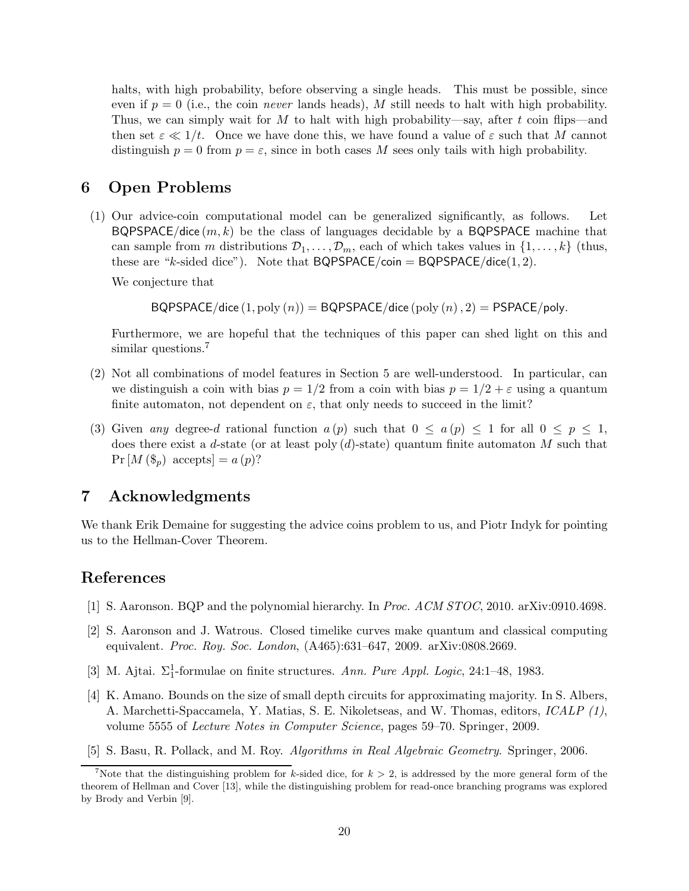halts, with high probability, before observing a single heads. This must be possible, since even if $p = 0$ (i.e., the coin *never* lands heads), $M$ still needs to halt with high probability. Thus, we can simply wait for $M$ to halt with high probability—say, after $t$ coin flips—and then set $\varepsilon \ll 1/t$. Once we have done this, we have found a value of $\varepsilon$ such that $M$ cannot distinguish $p = 0$ from $p = \varepsilon$, since in both cases $M$ sees only tails with high probability.

## 6 Open Problems

(1) Our advice-coin computational model can be generalized significantly, as follows. Let $\mathsf{BQPSPACE/dice}(m, k)$ be the class of languages decidable by a $\mathsf{BQPSPACE}$ machine that can sample from $m$ distributions $\mathcal{D}_1, \ldots, \mathcal{D}_m$, each of which takes values in $\{1, \ldots, k\}$ (thus, these are "$k$-sided dice"). Note that $\mathsf{BQPSPACE/coin} = \mathsf{BQPSPACE/dice}(1, 2)$.

We conjecture that

$$\mathsf{BQPSPACE/dice}(1, \mathrm{poly}(n)) = \mathsf{BQPSPACE/dice}(\mathrm{poly}(n), 2) = \mathsf{PSPACE/poly}.$$

Furthermore, we are hopeful that the techniques of this paper can shed light on this and similar questions.[7]

(2) Not all combinations of model features in Section 5 are well-understood. In particular, can we distinguish a coin with bias $p = 1/2$ from a coin with bias $p = 1/2 + \varepsilon$ using a quantum finite automaton, not dependent on $\varepsilon$, that only needs to succeed in the limit?

(3) Given *any* degree-$d$ rational function $a(p)$ such that $0 \leq a(p) \leq 1$ for all $0 \leq p \leq 1$, does there exist a $d$-state (or at least $\mathrm{poly}(d)$-state) quantum finite automaton $M$ such that $\Pr[M(\$_p) \text{ accepts}] = a(p)$?

## 7 Acknowledgments

We thank Erik Demaine for suggesting the advice coins problem to us, and Piotr Indyk for pointing us to the Hellman-Cover Theorem.

## References

[1] S. Aaronson. BQP and the polynomial hierarchy. In *Proc. ACM STOC*, 2010. arXiv:0910.4698.

[2] S. Aaronson and J. Watrous. Closed timelike curves make quantum and classical computing equivalent. *Proc. Roy. Soc. London*, (A465):631–647, 2009. arXiv:0808.2669.

[3] M. Ajtai. $\Sigma_1^1$-formulae on finite structures. *Ann. Pure Appl. Logic*, 24:1–48, 1983.

[4] K. Amano. Bounds on the size of small depth circuits for approximating majority. In S. Albers, A. Marchetti-Spaccamela, Y. Matias, S. E. Nikoletseas, and W. Thomas, editors, *ICALP (1)*, volume 5555 of *Lecture Notes in Computer Science*, pages 59–70. Springer, 2009.

[5] S. Basu, R. Pollack, and M. Roy. *Algorithms in Real Algebraic Geometry*. Springer, 2006.

[7] Note that the distinguishing problem for $k$-sided dice, for $k > 2$, is addressed by the more general form of the theorem of Hellman and Cover [13], while the distinguishing problem for read-once branching programs was explored by Brody and Verbin [9].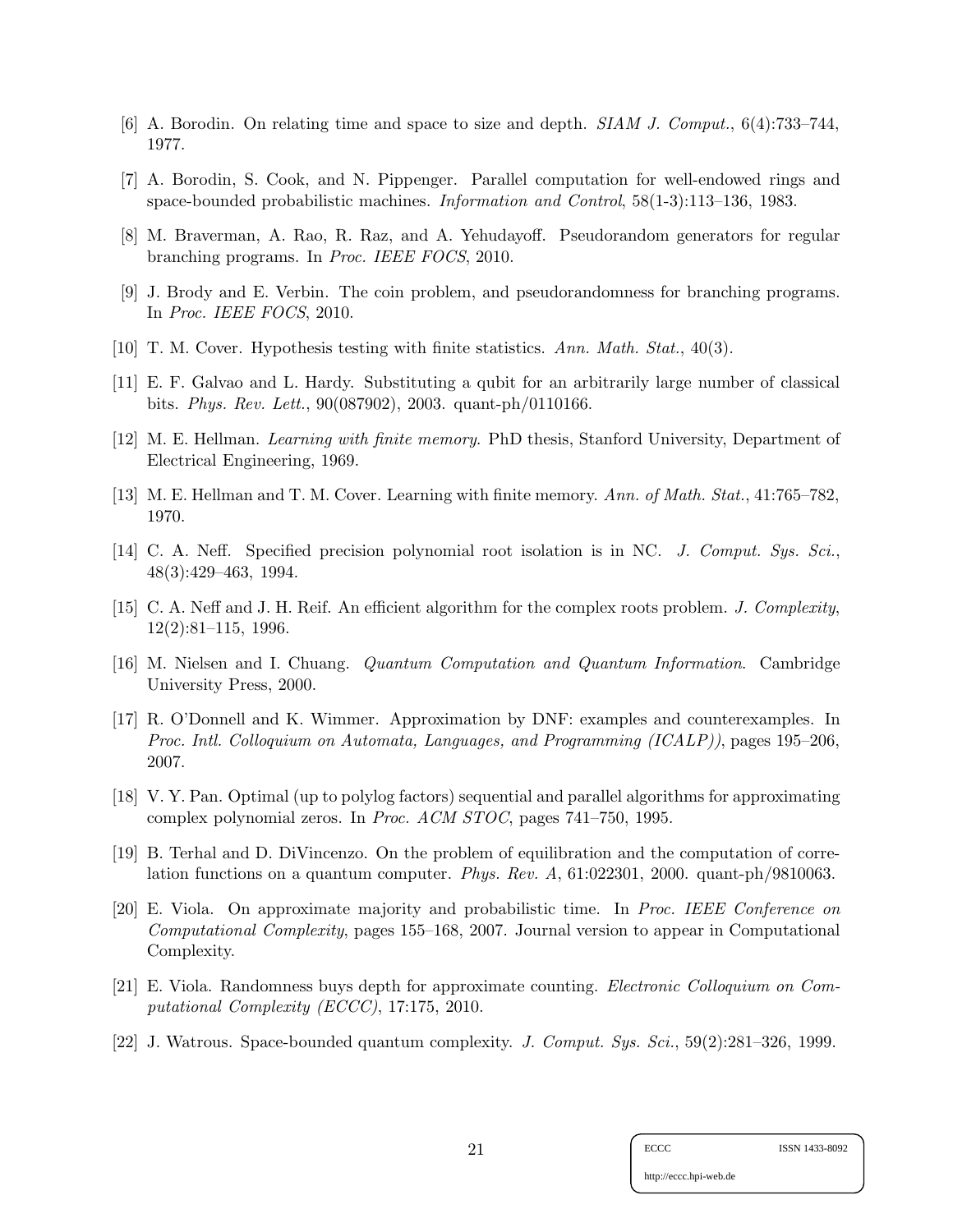[6] A. Borodin. On relating time and space to size and depth. *SIAM J. Comput.*, 6(4):733–744, 1977.

[7] A. Borodin, S. Cook, and N. Pippenger. Parallel computation for well-endowed rings and space-bounded probabilistic machines. *Information and Control*, 58(1-3):113–136, 1983.

[8] M. Braverman, A. Rao, R. Raz, and A. Yehudayoff. Pseudorandom generators for regular branching programs. In *Proc. IEEE FOCS*, 2010.

[9] J. Brody and E. Verbin. The coin problem, and pseudorandomness for branching programs. In *Proc. IEEE FOCS*, 2010.

[10] T. M. Cover. Hypothesis testing with finite statistics. *Ann. Math. Stat.*, 40(3).

[11] E. F. Galvao and L. Hardy. Substituting a qubit for an arbitrarily large number of classical bits. *Phys. Rev. Lett.*, 90(087902), 2003. quant-ph/0110166.

[12] M. E. Hellman. *Learning with finite memory*. PhD thesis, Stanford University, Department of Electrical Engineering, 1969.

[13] M. E. Hellman and T. M. Cover. Learning with finite memory. *Ann. of Math. Stat.*, 41:765–782, 1970.

[14] C. A. Neff. Specified precision polynomial root isolation is in NC. *J. Comput. Sys. Sci.*, 48(3):429–463, 1994.

[15] C. A. Neff and J. H. Reif. An efficient algorithm for the complex roots problem. *J. Complexity*, 12(2):81–115, 1996.

[16] M. Nielsen and I. Chuang. *Quantum Computation and Quantum Information*. Cambridge University Press, 2000.

[17] R. O'Donnell and K. Wimmer. Approximation by DNF: examples and counterexamples. In *Proc. Intl. Colloquium on Automata, Languages, and Programming (ICALP))*, pages 195–206, 2007.

[18] V. Y. Pan. Optimal (up to polylog factors) sequential and parallel algorithms for approximating complex polynomial zeros. In *Proc. ACM STOC*, pages 741–750, 1995.

[19] B. Terhal and D. DiVincenzo. On the problem of equilibration and the computation of correlation functions on a quantum computer. *Phys. Rev. A*, 61:022301, 2000. quant-ph/9810063.

[20] E. Viola. On approximate majority and probabilistic time. In *Proc. IEEE Conference on Computational Complexity*, pages 155–168, 2007. Journal version to appear in Computational Complexity.

[21] E. Viola. Randomness buys depth for approximate counting. *Electronic Colloquium on Computational Complexity (ECCC)*, 17:175, 2010.

[22] J. Watrous. Space-bounded quantum complexity. *J. Comput. Sys. Sci.*, 59(2):281–326, 1999.

ECCC ISSN 1433-8092

http://eccc.hpi-web.de